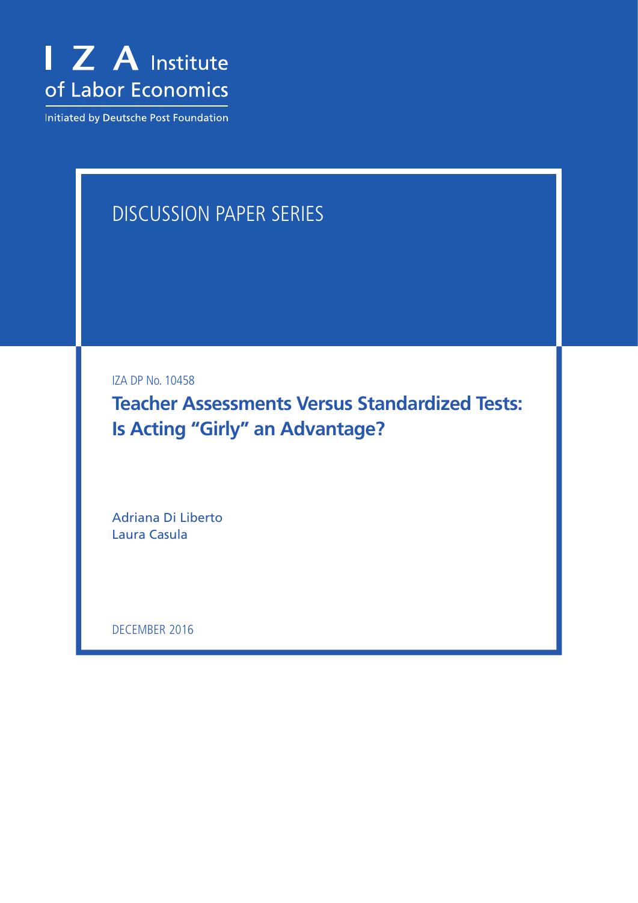IZA Institute of Labor Economics

Initiated by Deutsche Post Foundation

DISCUSSION PAPER SERIES

IZA DP No. 10458

# Teacher Assessments Versus Standardized Tests: Is Acting "Girly" an Advantage?

Adriana Di Liberto
Laura Casula

DECEMBER 2016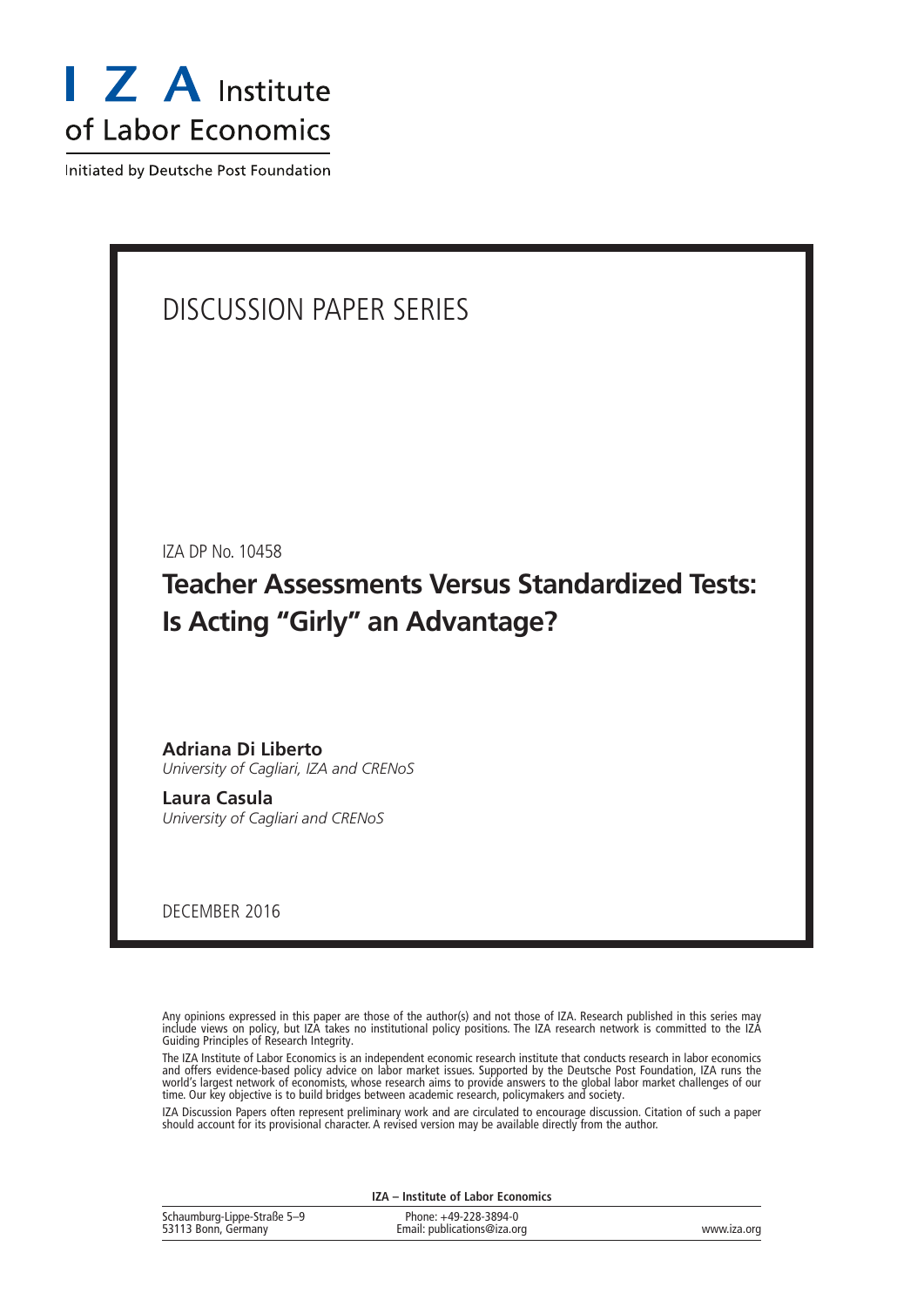# I Z A Institute of Labor Economics

Initiated by Deutsche Post Foundation

## DISCUSSION PAPER SERIES

IZA DP No. 10458

# Teacher Assessments Versus Standardized Tests: Is Acting "Girly" an Advantage?

**Adriana Di Liberto**
*University of Cagliari, IZA and CRENoS*

**Laura Casula**
*University of Cagliari and CRENoS*

DECEMBER 2016

Any opinions expressed in this paper are those of the author(s) and not those of IZA. Research published in this series may include views on policy, but IZA takes no institutional policy positions. The IZA research network is committed to the IZA Guiding Principles of Research Integrity.

The IZA Institute of Labor Economics is an independent economic research institute that conducts research in labor economics and offers evidence-based policy advice on labor market issues. Supported by the Deutsche Post Foundation, IZA runs the world's largest network of economists, whose research aims to provide answers to the global labor market challenges of our time. Our key objective is to build bridges between academic research, policymakers and society.

IZA Discussion Papers often represent preliminary work and are circulated to encourage discussion. Citation of such a paper should account for its provisional character. A revised version may be available directly from the author.

**IZA – Institute of Labor Economics**

Schaumburg-Lippe-Straße 5–9
53113 Bonn, Germany

Phone: +49-228-3894-0
Email: publications@iza.org

www.iza.org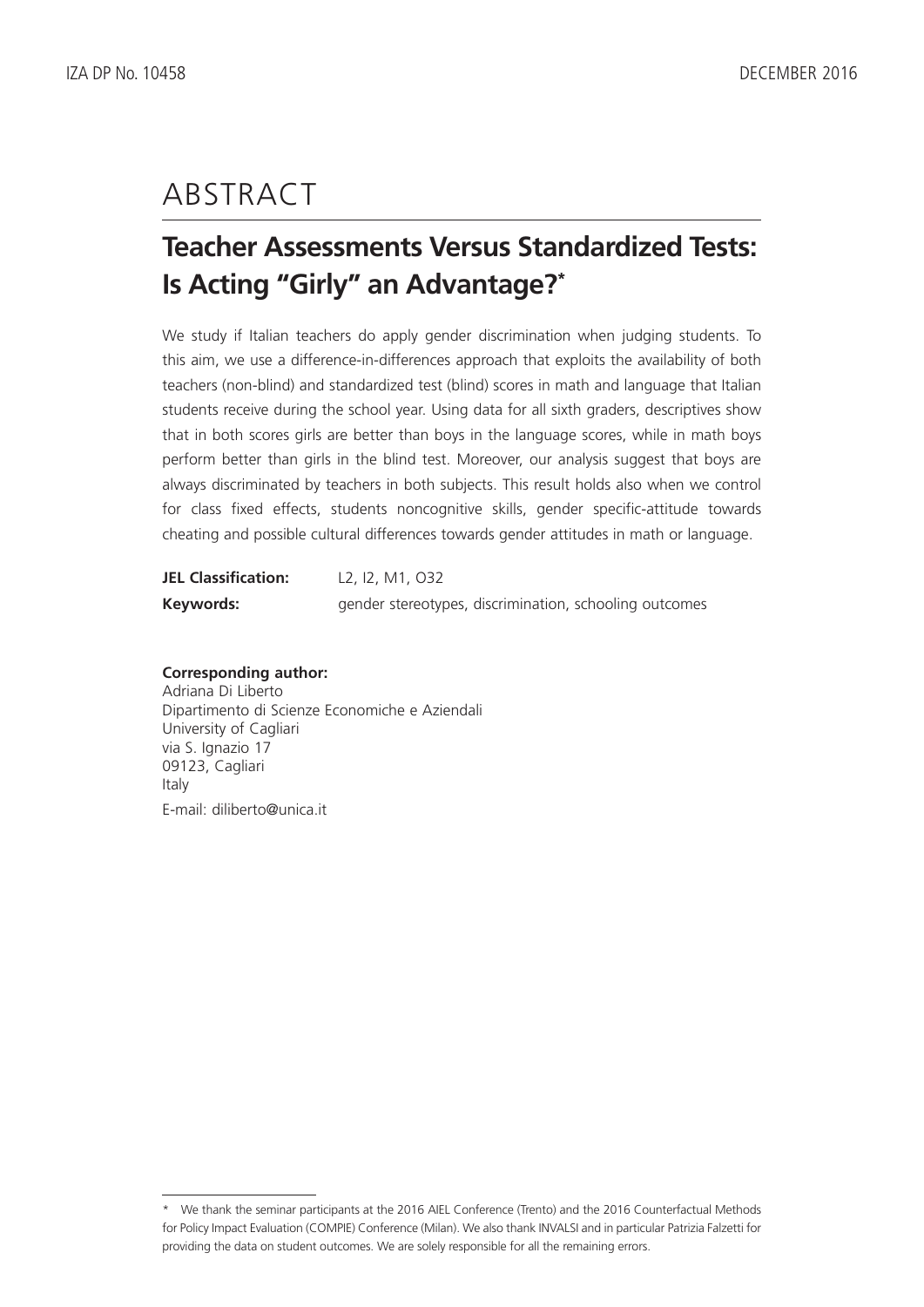# ABSTRACT

## Teacher Assessments Versus Standardized Tests: Is Acting "Girly" an Advantage?*

We study if Italian teachers do apply gender discrimination when judging students. To this aim, we use a difference-in-differences approach that exploits the availability of both teachers (non-blind) and standardized test (blind) scores in math and language that Italian students receive during the school year. Using data for all sixth graders, descriptives show that in both scores girls are better than boys in the language scores, while in math boys perform better than girls in the blind test. Moreover, our analysis suggest that boys are always discriminated by teachers in both subjects. This result holds also when we control for class fixed effects, students noncognitive skills, gender specific-attitude towards cheating and possible cultural differences towards gender attitudes in math or language.

**JEL Classification:** L2, I2, M1, O32

**Keywords:** gender stereotypes, discrimination, schooling outcomes

**Corresponding author:**
Adriana Di Liberto
Dipartimento di Scienze Economiche e Aziendali
University of Cagliari
via S. Ignazio 17
09123, Cagliari
Italy
E-mail: diliberto@unica.it

---

* We thank the seminar participants at the 2016 AIEL Conference (Trento) and the 2016 Counterfactual Methods for Policy Impact Evaluation (COMPIE) Conference (Milan). We also thank INVALSI and in particular Patrizia Falzetti for providing the data on student outcomes. We are solely responsible for all the remaining errors.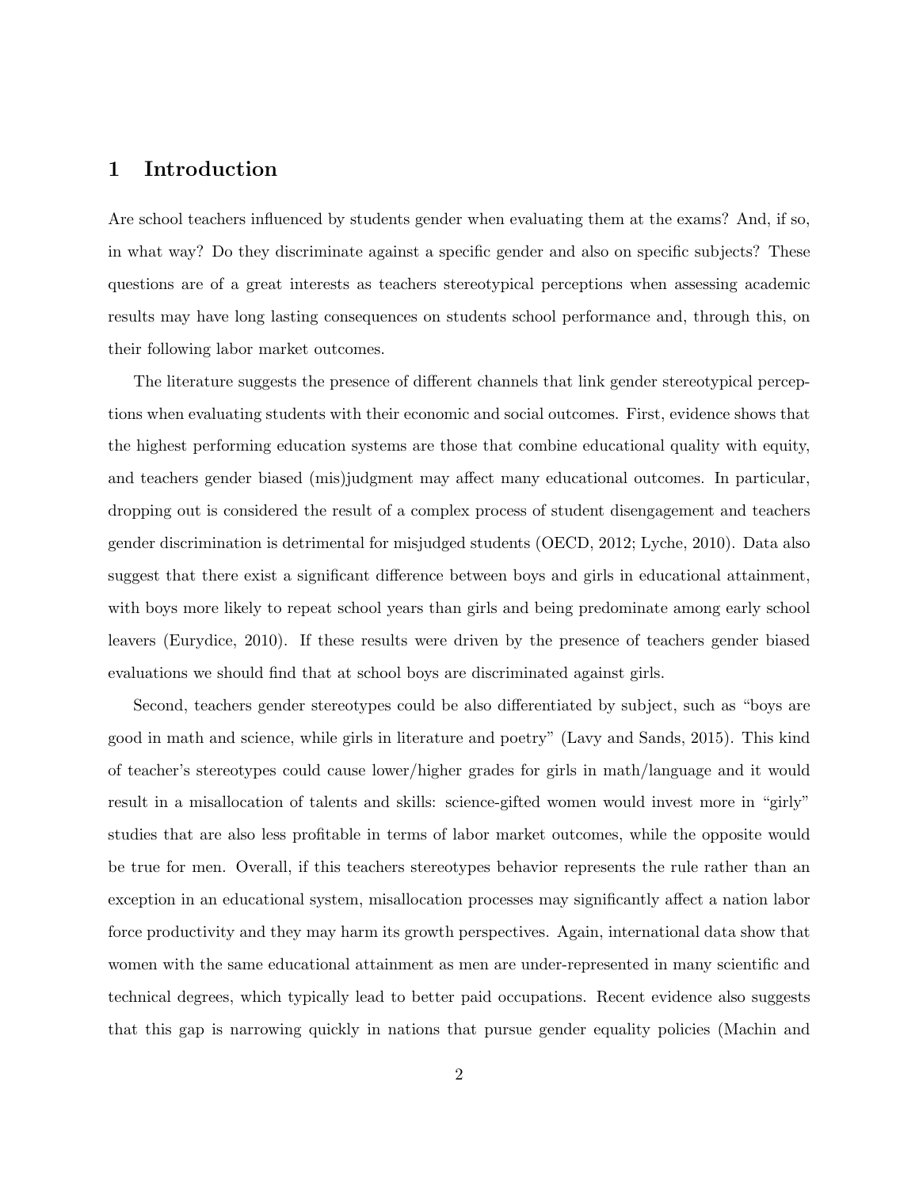# 1 Introduction

Are school teachers influenced by students gender when evaluating them at the exams? And, if so, in what way? Do they discriminate against a specific gender and also on specific subjects? These questions are of a great interests as teachers stereotypical perceptions when assessing academic results may have long lasting consequences on students school performance and, through this, on their following labor market outcomes.

The literature suggests the presence of different channels that link gender stereotypical perceptions when evaluating students with their economic and social outcomes. First, evidence shows that the highest performing education systems are those that combine educational quality with equity, and teachers gender biased (mis)judgment may affect many educational outcomes. In particular, dropping out is considered the result of a complex process of student disengagement and teachers gender discrimination is detrimental for misjudged students (OECD, 2012; Lyche, 2010). Data also suggest that there exist a significant difference between boys and girls in educational attainment, with boys more likely to repeat school years than girls and being predominate among early school leavers (Eurydice, 2010). If these results were driven by the presence of teachers gender biased evaluations we should find that at school boys are discriminated against girls.

Second, teachers gender stereotypes could be also differentiated by subject, such as "boys are good in math and science, while girls in literature and poetry" (Lavy and Sands, 2015). This kind of teacher's stereotypes could cause lower/higher grades for girls in math/language and it would result in a misallocation of talents and skills: science-gifted women would invest more in "girly" studies that are also less profitable in terms of labor market outcomes, while the opposite would be true for men. Overall, if this teachers stereotypes behavior represents the rule rather than an exception in an educational system, misallocation processes may significantly affect a nation labor force productivity and they may harm its growth perspectives. Again, international data show that women with the same educational attainment as men are under-represented in many scientific and technical degrees, which typically lead to better paid occupations. Recent evidence also suggests that this gap is narrowing quickly in nations that pursue gender equality policies (Machin and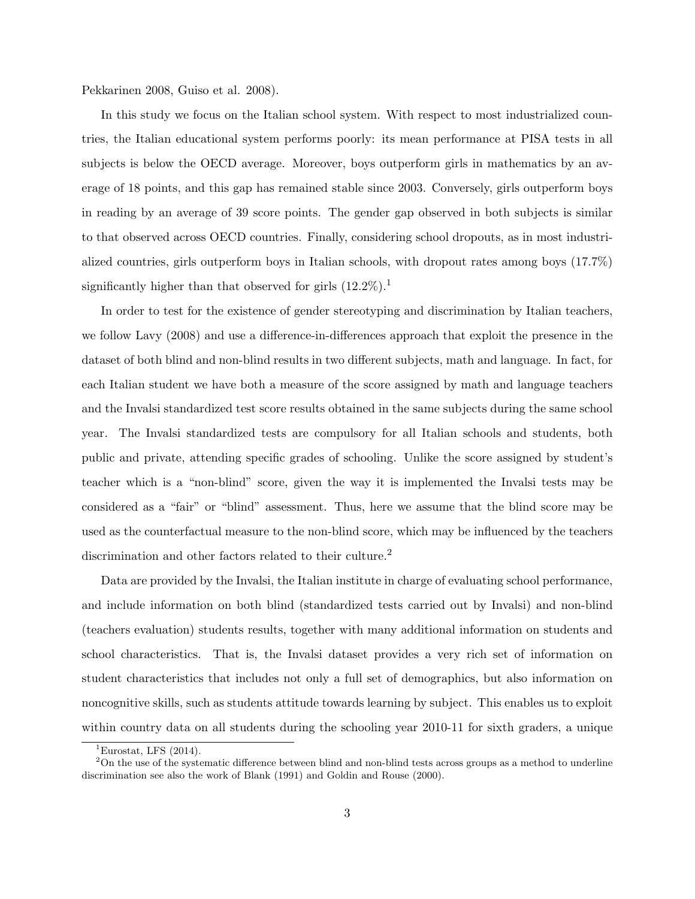Pekkarinen 2008, Guiso et al. 2008).

In this study we focus on the Italian school system. With respect to most industrialized countries, the Italian educational system performs poorly: its mean performance at PISA tests in all subjects is below the OECD average. Moreover, boys outperform girls in mathematics by an average of 18 points, and this gap has remained stable since 2003. Conversely, girls outperform boys in reading by an average of 39 score points. The gender gap observed in both subjects is similar to that observed across OECD countries. Finally, considering school dropouts, as in most industrialized countries, girls outperform boys in Italian schools, with dropout rates among boys (17.7%) significantly higher than that observed for girls (12.2%).[1]

In order to test for the existence of gender stereotyping and discrimination by Italian teachers, we follow Lavy (2008) and use a difference-in-differences approach that exploit the presence in the dataset of both blind and non-blind results in two different subjects, math and language. In fact, for each Italian student we have both a measure of the score assigned by math and language teachers and the Invalsi standardized test score results obtained in the same subjects during the same school year. The Invalsi standardized tests are compulsory for all Italian schools and students, both public and private, attending specific grades of schooling. Unlike the score assigned by student's teacher which is a "non-blind" score, given the way it is implemented the Invalsi tests may be considered as a "fair" or "blind" assessment. Thus, here we assume that the blind score may be used as the counterfactual measure to the non-blind score, which may be influenced by the teachers discrimination and other factors related to their culture.[2]

Data are provided by the Invalsi, the Italian institute in charge of evaluating school performance, and include information on both blind (standardized tests carried out by Invalsi) and non-blind (teachers evaluation) students results, together with many additional information on students and school characteristics. That is, the Invalsi dataset provides a very rich set of information on student characteristics that includes not only a full set of demographics, but also information on noncognitive skills, such as students attitude towards learning by subject. This enables us to exploit within country data on all students during the schooling year 2010-11 for sixth graders, a unique

[1] Eurostat, LFS (2014).

[2] On the use of the systematic difference between blind and non-blind tests across groups as a method to underline discrimination see also the work of Blank (1991) and Goldin and Rouse (2000).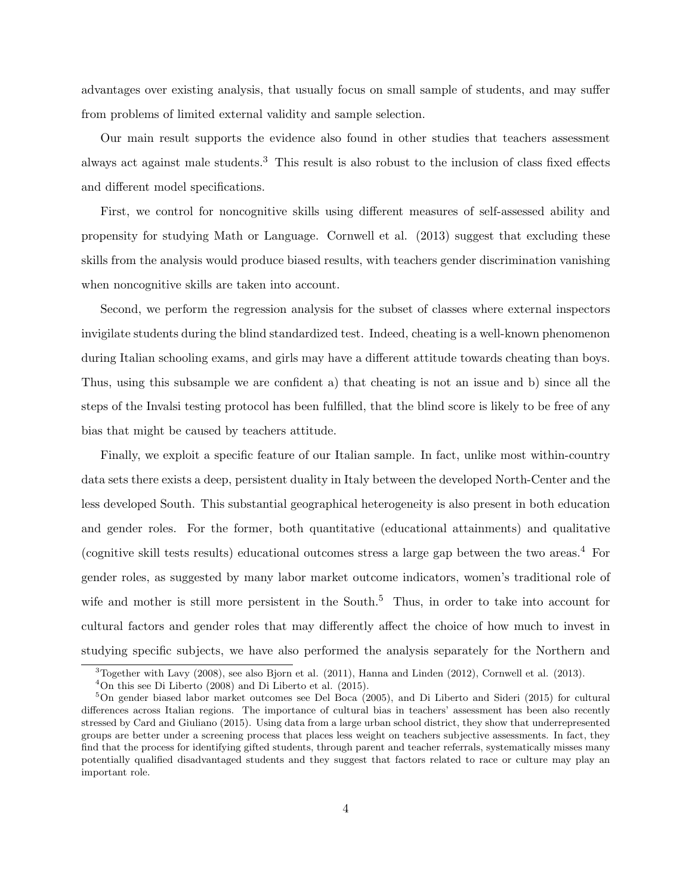advantages over existing analysis, that usually focus on small sample of students, and may suffer from problems of limited external validity and sample selection.

Our main result supports the evidence also found in other studies that teachers assessment always act against male students.[3] This result is also robust to the inclusion of class fixed effects and different model specifications.

First, we control for noncognitive skills using different measures of self-assessed ability and propensity for studying Math or Language. Cornwell et al. (2013) suggest that excluding these skills from the analysis would produce biased results, with teachers gender discrimination vanishing when noncognitive skills are taken into account.

Second, we perform the regression analysis for the subset of classes where external inspectors invigilate students during the blind standardized test. Indeed, cheating is a well-known phenomenon during Italian schooling exams, and girls may have a different attitude towards cheating than boys. Thus, using this subsample we are confident a) that cheating is not an issue and b) since all the steps of the Invalsi testing protocol has been fulfilled, that the blind score is likely to be free of any bias that might be caused by teachers attitude.

Finally, we exploit a specific feature of our Italian sample. In fact, unlike most within-country data sets there exists a deep, persistent duality in Italy between the developed North-Center and the less developed South. This substantial geographical heterogeneity is also present in both education and gender roles. For the former, both quantitative (educational attainments) and qualitative (cognitive skill tests results) educational outcomes stress a large gap between the two areas.[4] For gender roles, as suggested by many labor market outcome indicators, women's traditional role of wife and mother is still more persistent in the South.[5] Thus, in order to take into account for cultural factors and gender roles that may differently affect the choice of how much to invest in studying specific subjects, we have also performed the analysis separately for the Northern and

---

[3] Together with Lavy (2008), see also Bjorn et al. (2011), Hanna and Linden (2012), Cornwell et al. (2013).

[4] On this see Di Liberto (2008) and Di Liberto et al. (2015).

[5] On gender biased labor market outcomes see Del Boca (2005), and Di Liberto and Sideri (2015) for cultural differences across Italian regions. The importance of cultural bias in teachers' assessment has been also recently stressed by Card and Giuliano (2015). Using data from a large urban school district, they show that underrepresented groups are better under a screening process that places less weight on teachers subjective assessments. In fact, they find that the process for identifying gifted students, through parent and teacher referrals, systematically misses many potentially qualified disadvantaged students and they suggest that factors related to race or culture may play an important role.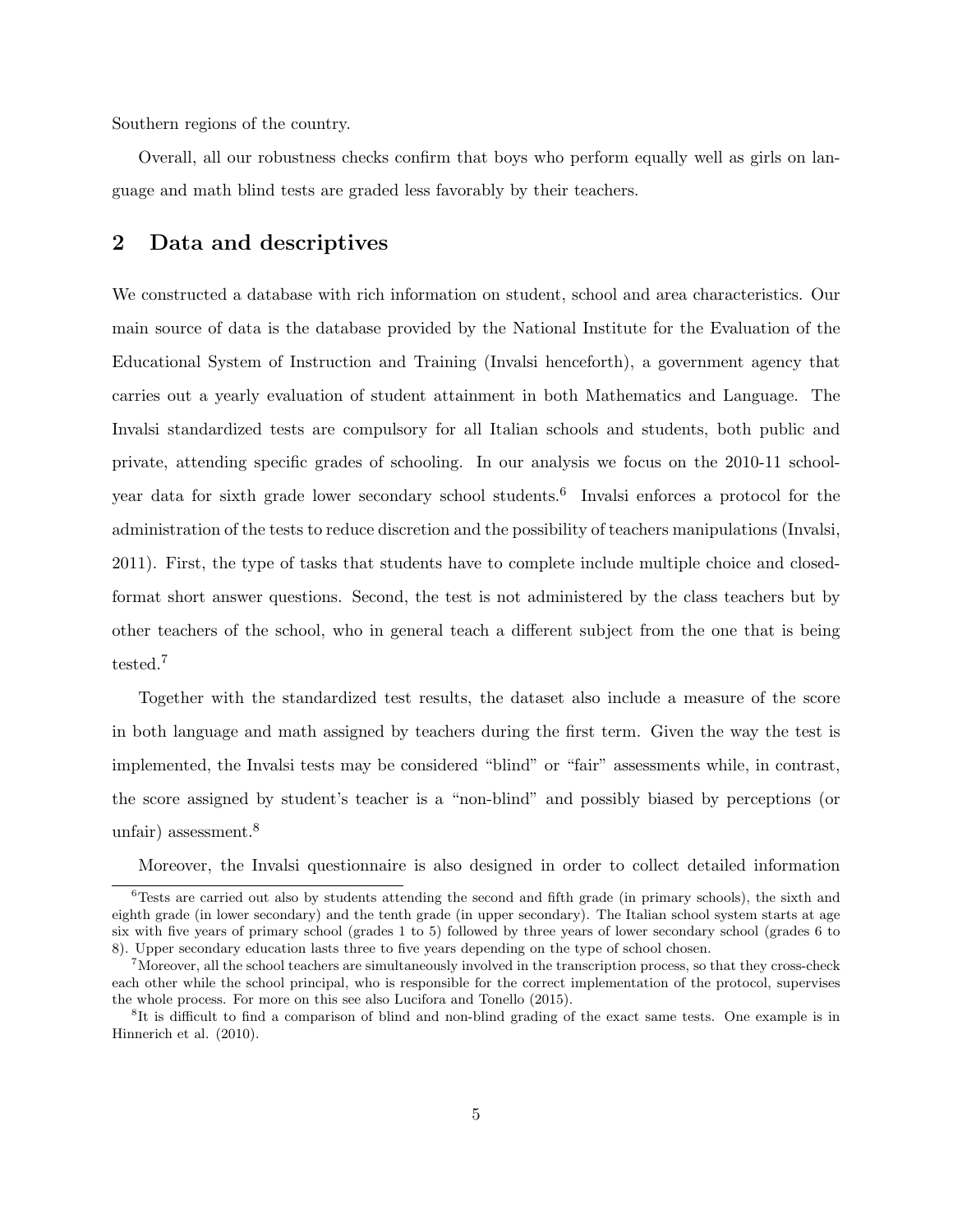Southern regions of the country.

Overall, all our robustness checks confirm that boys who perform equally well as girls on language and math blind tests are graded less favorably by their teachers.

## 2 Data and descriptives

We constructed a database with rich information on student, school and area characteristics. Our main source of data is the database provided by the National Institute for the Evaluation of the Educational System of Instruction and Training (Invalsi henceforth), a government agency that carries out a yearly evaluation of student attainment in both Mathematics and Language. The Invalsi standardized tests are compulsory for all Italian schools and students, both public and private, attending specific grades of schooling. In our analysis we focus on the 2010-11 school-year data for sixth grade lower secondary school students.[6] Invalsi enforces a protocol for the administration of the tests to reduce discretion and the possibility of teachers manipulations (Invalsi, 2011). First, the type of tasks that students have to complete include multiple choice and closed-format short answer questions. Second, the test is not administered by the class teachers but by other teachers of the school, who in general teach a different subject from the one that is being tested.[7]

Together with the standardized test results, the dataset also include a measure of the score in both language and math assigned by teachers during the first term. Given the way the test is implemented, the Invalsi tests may be considered "blind" or "fair" assessments while, in contrast, the score assigned by student's teacher is a "non-blind" and possibly biased by perceptions (or unfair) assessment.[8]

Moreover, the Invalsi questionnaire is also designed in order to collect detailed information

[6] Tests are carried out also by students attending the second and fifth grade (in primary schools), the sixth and eighth grade (in lower secondary) and the tenth grade (in upper secondary). The Italian school system starts at age six with five years of primary school (grades 1 to 5) followed by three years of lower secondary school (grades 6 to 8). Upper secondary education lasts three to five years depending on the type of school chosen.

[7] Moreover, all the school teachers are simultaneously involved in the transcription process, so that they cross-check each other while the school principal, who is responsible for the correct implementation of the protocol, supervises the whole process. For more on this see also Lucifora and Tonello (2015).

[8] It is difficult to find a comparison of blind and non-blind grading of the exact same tests. One example is in Hinnerich et al. (2010).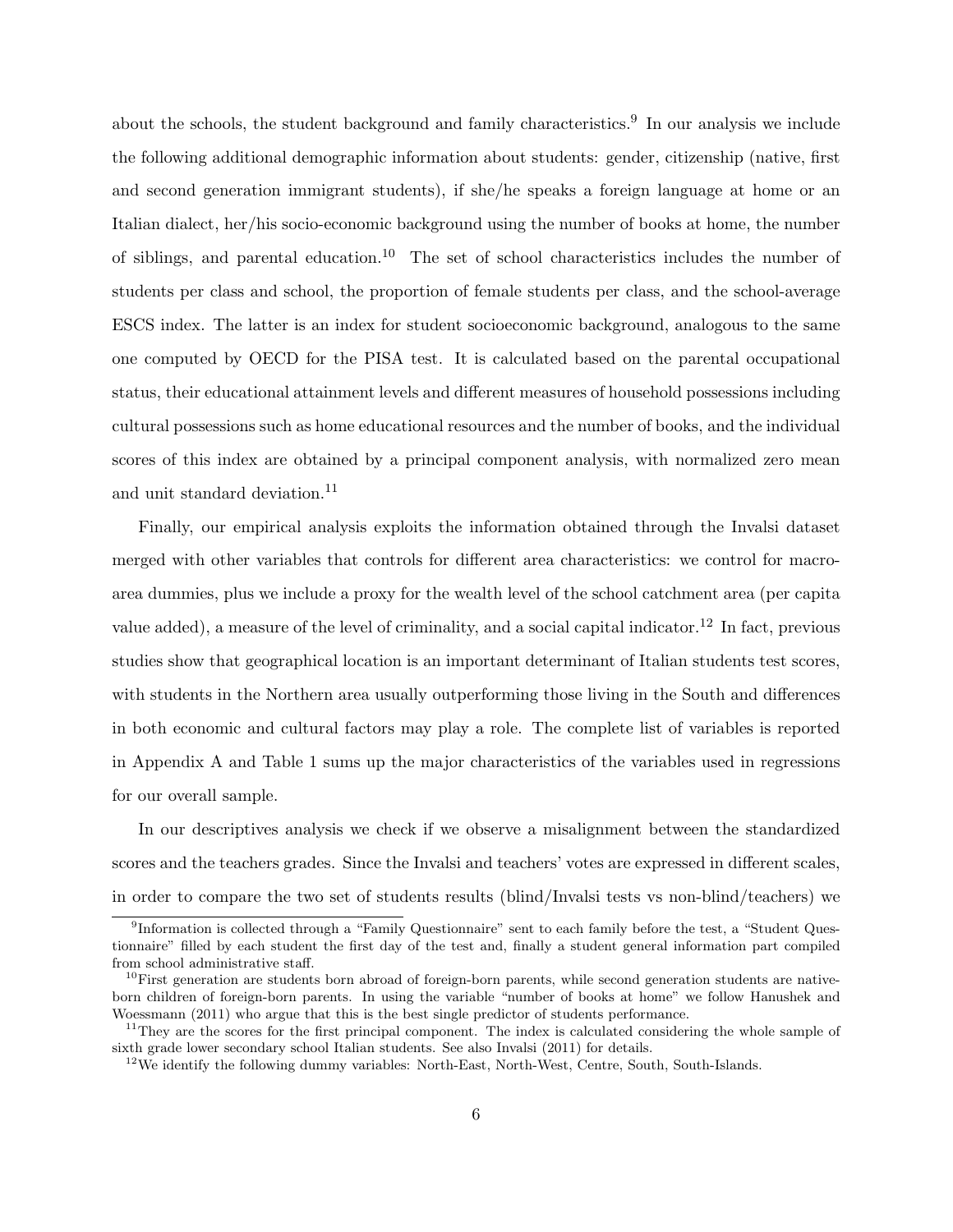about the schools, the student background and family characteristics.[9] In our analysis we include the following additional demographic information about students: gender, citizenship (native, first and second generation immigrant students), if she/he speaks a foreign language at home or an Italian dialect, her/his socio-economic background using the number of books at home, the number of siblings, and parental education.[10] The set of school characteristics includes the number of students per class and school, the proportion of female students per class, and the school-average ESCS index. The latter is an index for student socioeconomic background, analogous to the same one computed by OECD for the PISA test. It is calculated based on the parental occupational status, their educational attainment levels and different measures of household possessions including cultural possessions such as home educational resources and the number of books, and the individual scores of this index are obtained by a principal component analysis, with normalized zero mean and unit standard deviation.[11]

Finally, our empirical analysis exploits the information obtained through the Invalsi dataset merged with other variables that controls for different area characteristics: we control for macro-area dummies, plus we include a proxy for the wealth level of the school catchment area (per capita value added), a measure of the level of criminality, and a social capital indicator.[12] In fact, previous studies show that geographical location is an important determinant of Italian students test scores, with students in the Northern area usually outperforming those living in the South and differences in both economic and cultural factors may play a role. The complete list of variables is reported in Appendix A and Table 1 sums up the major characteristics of the variables used in regressions for our overall sample.

In our descriptives analysis we check if we observe a misalignment between the standardized scores and the teachers grades. Since the Invalsi and teachers' votes are expressed in different scales, in order to compare the two set of students results (blind/Invalsi tests vs non-blind/teachers) we

[9] Information is collected through a "Family Questionnaire" sent to each family before the test, a "Student Questionnaire" filled by each student the first day of the test and, finally a student general information part compiled from school administrative staff.

[10] First generation are students born abroad of foreign-born parents, while second generation students are native-born children of foreign-born parents. In using the variable "number of books at home" we follow Hanushek and Woessmann (2011) who argue that this is the best single predictor of students performance.

[11] They are the scores for the first principal component. The index is calculated considering the whole sample of sixth grade lower secondary school Italian students. See also Invalsi (2011) for details.

[12] We identify the following dummy variables: North-East, North-West, Centre, South, South-Islands.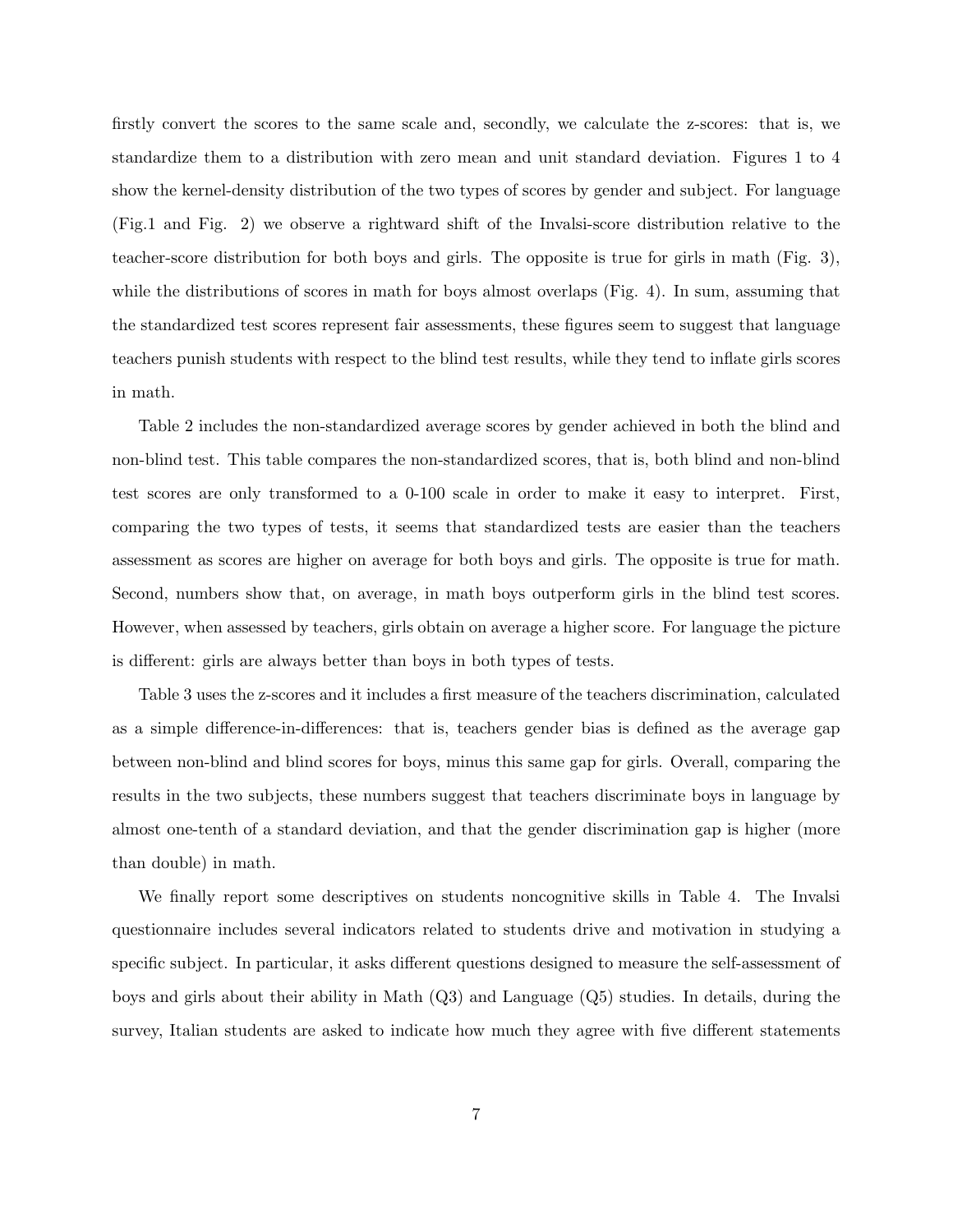firstly convert the scores to the same scale and, secondly, we calculate the z-scores: that is, we standardize them to a distribution with zero mean and unit standard deviation. Figures 1 to 4 show the kernel-density distribution of the two types of scores by gender and subject. For language (Fig.1 and Fig. 2) we observe a rightward shift of the Invalsi-score distribution relative to the teacher-score distribution for both boys and girls. The opposite is true for girls in math (Fig. 3), while the distributions of scores in math for boys almost overlaps (Fig. 4). In sum, assuming that the standardized test scores represent fair assessments, these figures seem to suggest that language teachers punish students with respect to the blind test results, while they tend to inflate girls scores in math.

Table 2 includes the non-standardized average scores by gender achieved in both the blind and non-blind test. This table compares the non-standardized scores, that is, both blind and non-blind test scores are only transformed to a 0-100 scale in order to make it easy to interpret. First, comparing the two types of tests, it seems that standardized tests are easier than the teachers assessment as scores are higher on average for both boys and girls. The opposite is true for math. Second, numbers show that, on average, in math boys outperform girls in the blind test scores. However, when assessed by teachers, girls obtain on average a higher score. For language the picture is different: girls are always better than boys in both types of tests.

Table 3 uses the z-scores and it includes a first measure of the teachers discrimination, calculated as a simple difference-in-differences: that is, teachers gender bias is defined as the average gap between non-blind and blind scores for boys, minus this same gap for girls. Overall, comparing the results in the two subjects, these numbers suggest that teachers discriminate boys in language by almost one-tenth of a standard deviation, and that the gender discrimination gap is higher (more than double) in math.

We finally report some descriptives on students noncognitive skills in Table 4. The Invalsi questionnaire includes several indicators related to students drive and motivation in studying a specific subject. In particular, it asks different questions designed to measure the self-assessment of boys and girls about their ability in Math (Q3) and Language (Q5) studies. In details, during the survey, Italian students are asked to indicate how much they agree with five different statements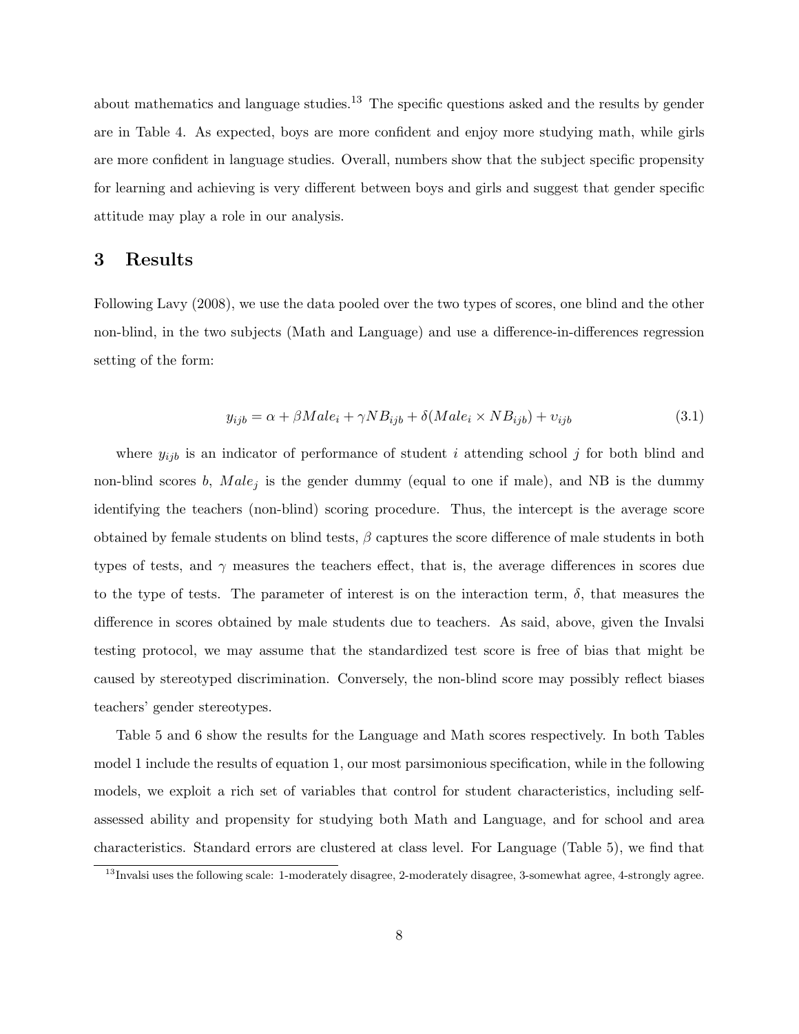about mathematics and language studies.[13] The specific questions asked and the results by gender are in Table 4. As expected, boys are more confident and enjoy more studying math, while girls are more confident in language studies. Overall, numbers show that the subject specific propensity for learning and achieving is very different between boys and girls and suggest that gender specific attitude may play a role in our analysis.

# 3 Results

Following Lavy (2008), we use the data pooled over the two types of scores, one blind and the other non-blind, in the two subjects (Math and Language) and use a difference-in-differences regression setting of the form:

$$y_{ijb} = \alpha + \beta Male_i + \gamma NB_{ijb} + \delta(Male_i \times NB_{ijb}) + \upsilon_{ijb} \tag{3.1}$$

where $y_{ijb}$ is an indicator of performance of student $i$ attending school $j$ for both blind and non-blind scores $b$, $Male_j$ is the gender dummy (equal to one if male), and NB is the dummy identifying the teachers (non-blind) scoring procedure. Thus, the intercept is the average score obtained by female students on blind tests, $\beta$ captures the score difference of male students in both types of tests, and $\gamma$ measures the teachers effect, that is, the average differences in scores due to the type of tests. The parameter of interest is on the interaction term, $\delta$, that measures the difference in scores obtained by male students due to teachers. As said, above, given the Invalsi testing protocol, we may assume that the standardized test score is free of bias that might be caused by stereotyped discrimination. Conversely, the non-blind score may possibly reflect biases teachers' gender stereotypes.

Table 5 and 6 show the results for the Language and Math scores respectively. In both Tables model 1 include the results of equation 1, our most parsimonious specification, while in the following models, we exploit a rich set of variables that control for student characteristics, including self-assessed ability and propensity for studying both Math and Language, and for school and area characteristics. Standard errors are clustered at class level. For Language (Table 5), we find that

[13] Invalsi uses the following scale: 1-moderately disagree, 2-moderately disagree, 3-somewhat agree, 4-strongly agree.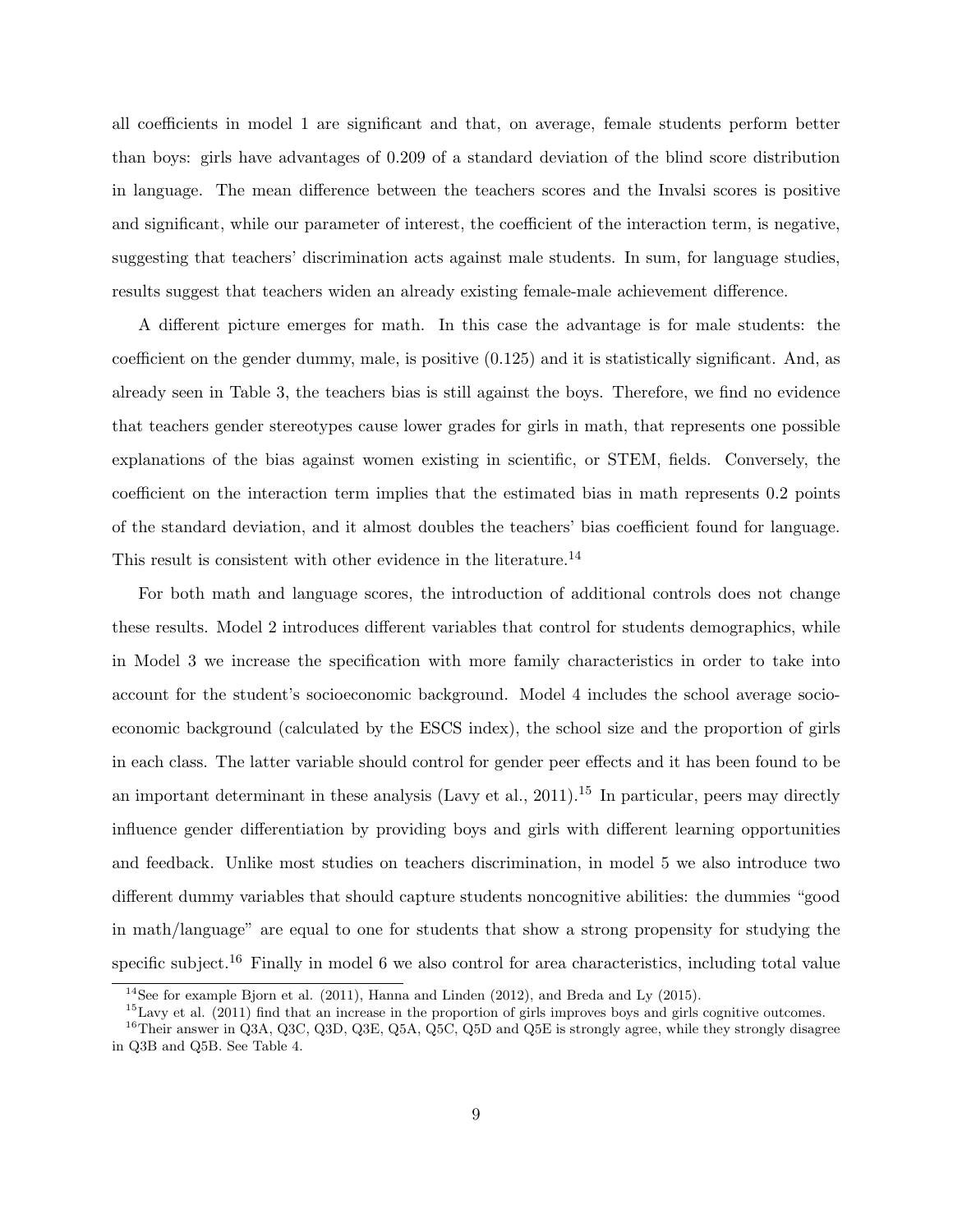all coefficients in model 1 are significant and that, on average, female students perform better than boys: girls have advantages of 0.209 of a standard deviation of the blind score distribution in language. The mean difference between the teachers scores and the Invalsi scores is positive and significant, while our parameter of interest, the coefficient of the interaction term, is negative, suggesting that teachers' discrimination acts against male students. In sum, for language studies, results suggest that teachers widen an already existing female-male achievement difference.

A different picture emerges for math. In this case the advantage is for male students: the coefficient on the gender dummy, male, is positive (0.125) and it is statistically significant. And, as already seen in Table 3, the teachers bias is still against the boys. Therefore, we find no evidence that teachers gender stereotypes cause lower grades for girls in math, that represents one possible explanations of the bias against women existing in scientific, or STEM, fields. Conversely, the coefficient on the interaction term implies that the estimated bias in math represents 0.2 points of the standard deviation, and it almost doubles the teachers' bias coefficient found for language. This result is consistent with other evidence in the literature.[14]

For both math and language scores, the introduction of additional controls does not change these results. Model 2 introduces different variables that control for students demographics, while in Model 3 we increase the specification with more family characteristics in order to take into account for the student's socioeconomic background. Model 4 includes the school average socio-economic background (calculated by the ESCS index), the school size and the proportion of girls in each class. The latter variable should control for gender peer effects and it has been found to be an important determinant in these analysis (Lavy et al., 2011).[15] In particular, peers may directly influence gender differentiation by providing boys and girls with different learning opportunities and feedback. Unlike most studies on teachers discrimination, in model 5 we also introduce two different dummy variables that should capture students noncognitive abilities: the dummies "good in math/language" are equal to one for students that show a strong propensity for studying the specific subject.[16] Finally in model 6 we also control for area characteristics, including total value

[14] See for example Bjorn et al. (2011), Hanna and Linden (2012), and Breda and Ly (2015).

[15] Lavy et al. (2011) find that an increase in the proportion of girls improves boys and girls cognitive outcomes.

[16] Their answer in Q3A, Q3C, Q3D, Q3E, Q5A, Q5C, Q5D and Q5E is strongly agree, while they strongly disagree in Q3B and Q5B. See Table 4.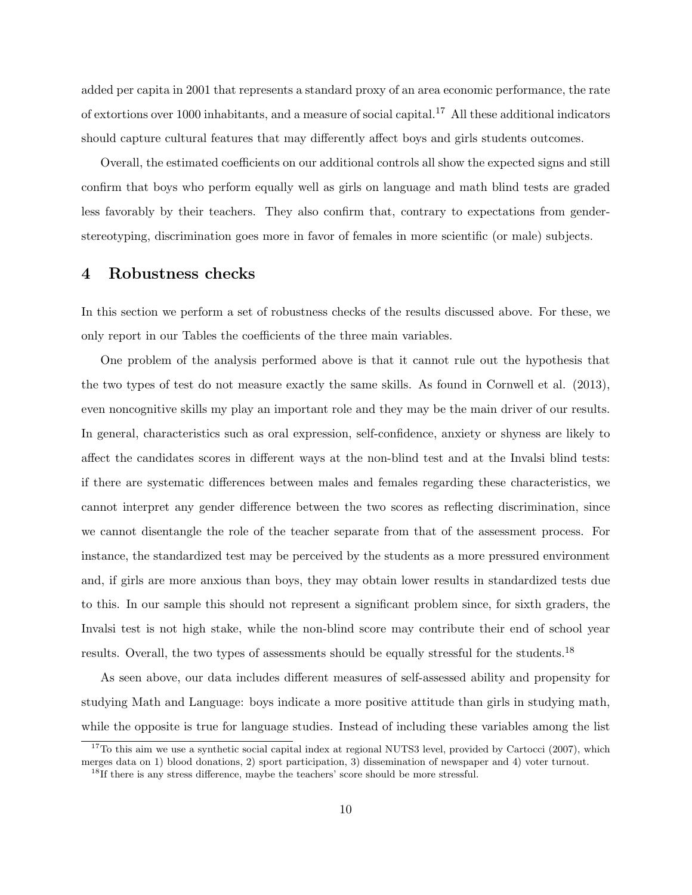added per capita in 2001 that represents a standard proxy of an area economic performance, the rate of extortions over 1000 inhabitants, and a measure of social capital.[17] All these additional indicators should capture cultural features that may differently affect boys and girls students outcomes.

Overall, the estimated coefficients on our additional controls all show the expected signs and still confirm that boys who perform equally well as girls on language and math blind tests are graded less favorably by their teachers. They also confirm that, contrary to expectations from gender-stereotyping, discrimination goes more in favor of females in more scientific (or male) subjects.

## 4 Robustness checks

In this section we perform a set of robustness checks of the results discussed above. For these, we only report in our Tables the coefficients of the three main variables.

One problem of the analysis performed above is that it cannot rule out the hypothesis that the two types of test do not measure exactly the same skills. As found in Cornwell et al. (2013), even noncognitive skills my play an important role and they may be the main driver of our results. In general, characteristics such as oral expression, self-confidence, anxiety or shyness are likely to affect the candidates scores in different ways at the non-blind test and at the Invalsi blind tests: if there are systematic differences between males and females regarding these characteristics, we cannot interpret any gender difference between the two scores as reflecting discrimination, since we cannot disentangle the role of the teacher separate from that of the assessment process. For instance, the standardized test may be perceived by the students as a more pressured environment and, if girls are more anxious than boys, they may obtain lower results in standardized tests due to this. In our sample this should not represent a significant problem since, for sixth graders, the Invalsi test is not high stake, while the non-blind score may contribute their end of school year results. Overall, the two types of assessments should be equally stressful for the students.[18]

As seen above, our data includes different measures of self-assessed ability and propensity for studying Math and Language: boys indicate a more positive attitude than girls in studying math, while the opposite is true for language studies. Instead of including these variables among the list

---

[17] To this aim we use a synthetic social capital index at regional NUTS3 level, provided by Cartocci (2007), which merges data on 1) blood donations, 2) sport participation, 3) dissemination of newspaper and 4) voter turnout.

[18] If there is any stress difference, maybe the teachers' score should be more stressful.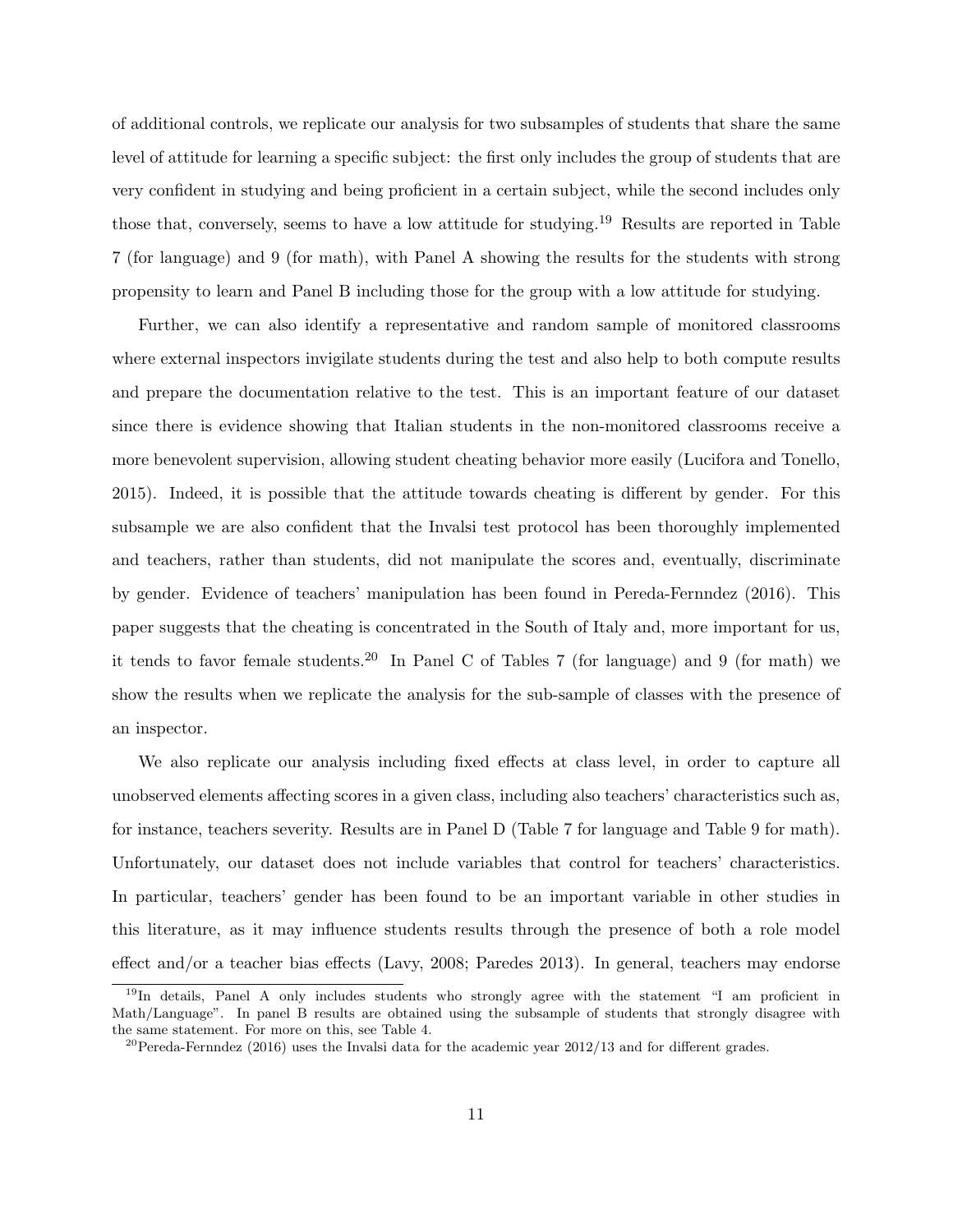of additional controls, we replicate our analysis for two subsamples of students that share the same level of attitude for learning a specific subject: the first only includes the group of students that are very confident in studying and being proficient in a certain subject, while the second includes only those that, conversely, seems to have a low attitude for studying.[19] Results are reported in Table 7 (for language) and 9 (for math), with Panel A showing the results for the students with strong propensity to learn and Panel B including those for the group with a low attitude for studying.

Further, we can also identify a representative and random sample of monitored classrooms where external inspectors invigilate students during the test and also help to both compute results and prepare the documentation relative to the test. This is an important feature of our dataset since there is evidence showing that Italian students in the non-monitored classrooms receive a more benevolent supervision, allowing student cheating behavior more easily (Lucifora and Tonello, 2015). Indeed, it is possible that the attitude towards cheating is different by gender. For this subsample we are also confident that the Invalsi test protocol has been thoroughly implemented and teachers, rather than students, did not manipulate the scores and, eventually, discriminate by gender. Evidence of teachers' manipulation has been found in Pereda-Fernndez (2016). This paper suggests that the cheating is concentrated in the South of Italy and, more important for us, it tends to favor female students.[20] In Panel C of Tables 7 (for language) and 9 (for math) we show the results when we replicate the analysis for the sub-sample of classes with the presence of an inspector.

We also replicate our analysis including fixed effects at class level, in order to capture all unobserved elements affecting scores in a given class, including also teachers' characteristics such as, for instance, teachers severity. Results are in Panel D (Table 7 for language and Table 9 for math). Unfortunately, our dataset does not include variables that control for teachers' characteristics. In particular, teachers' gender has been found to be an important variable in other studies in this literature, as it may influence students results through the presence of both a role model effect and/or a teacher bias effects (Lavy, 2008; Paredes 2013). In general, teachers may endorse

[19] In details, Panel A only includes students who strongly agree with the statement "I am proficient in Math/Language". In panel B results are obtained using the subsample of students that strongly disagree with the same statement. For more on this, see Table 4.

[20] Pereda-Fernndez (2016) uses the Invalsi data for the academic year 2012/13 and for different grades.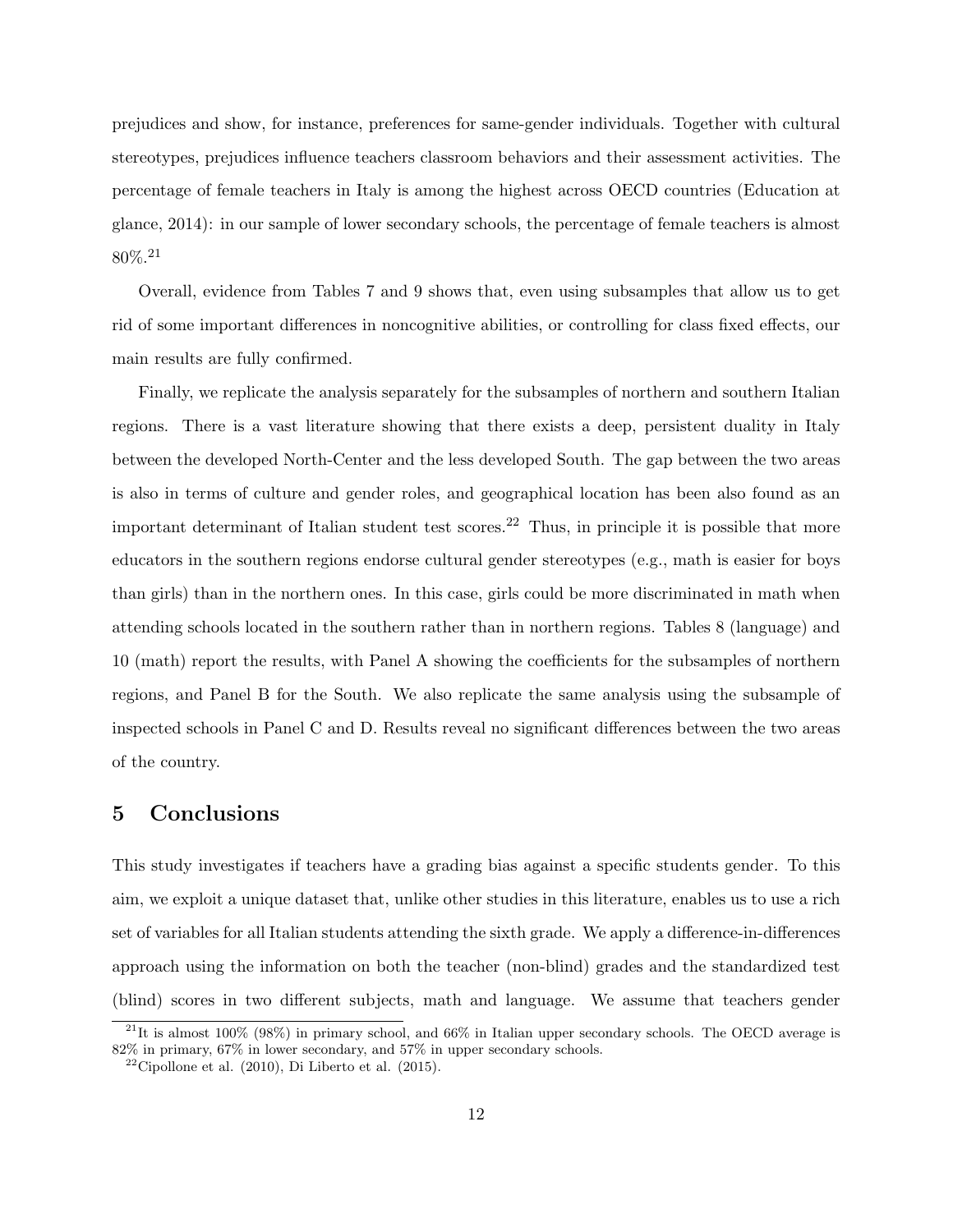prejudices and show, for instance, preferences for same-gender individuals. Together with cultural stereotypes, prejudices influence teachers classroom behaviors and their assessment activities. The percentage of female teachers in Italy is among the highest across OECD countries (Education at glance, 2014): in our sample of lower secondary schools, the percentage of female teachers is almost 80%.[21]

Overall, evidence from Tables 7 and 9 shows that, even using subsamples that allow us to get rid of some important differences in noncognitive abilities, or controlling for class fixed effects, our main results are fully confirmed.

Finally, we replicate the analysis separately for the subsamples of northern and southern Italian regions. There is a vast literature showing that there exists a deep, persistent duality in Italy between the developed North-Center and the less developed South. The gap between the two areas is also in terms of culture and gender roles, and geographical location has been also found as an important determinant of Italian student test scores.[22] Thus, in principle it is possible that more educators in the southern regions endorse cultural gender stereotypes (e.g., math is easier for boys than girls) than in the northern ones. In this case, girls could be more discriminated in math when attending schools located in the southern rather than in northern regions. Tables 8 (language) and 10 (math) report the results, with Panel A showing the coefficients for the subsamples of northern regions, and Panel B for the South. We also replicate the same analysis using the subsample of inspected schools in Panel C and D. Results reveal no significant differences between the two areas of the country.

# 5 Conclusions

This study investigates if teachers have a grading bias against a specific students gender. To this aim, we exploit a unique dataset that, unlike other studies in this literature, enables us to use a rich set of variables for all Italian students attending the sixth grade. We apply a difference-in-differences approach using the information on both the teacher (non-blind) grades and the standardized test (blind) scores in two different subjects, math and language. We assume that teachers gender

[21] It is almost 100% (98%) in primary school, and 66% in Italian upper secondary schools. The OECD average is 82% in primary, 67% in lower secondary, and 57% in upper secondary schools.

[22] Cipollone et al. (2010), Di Liberto et al. (2015).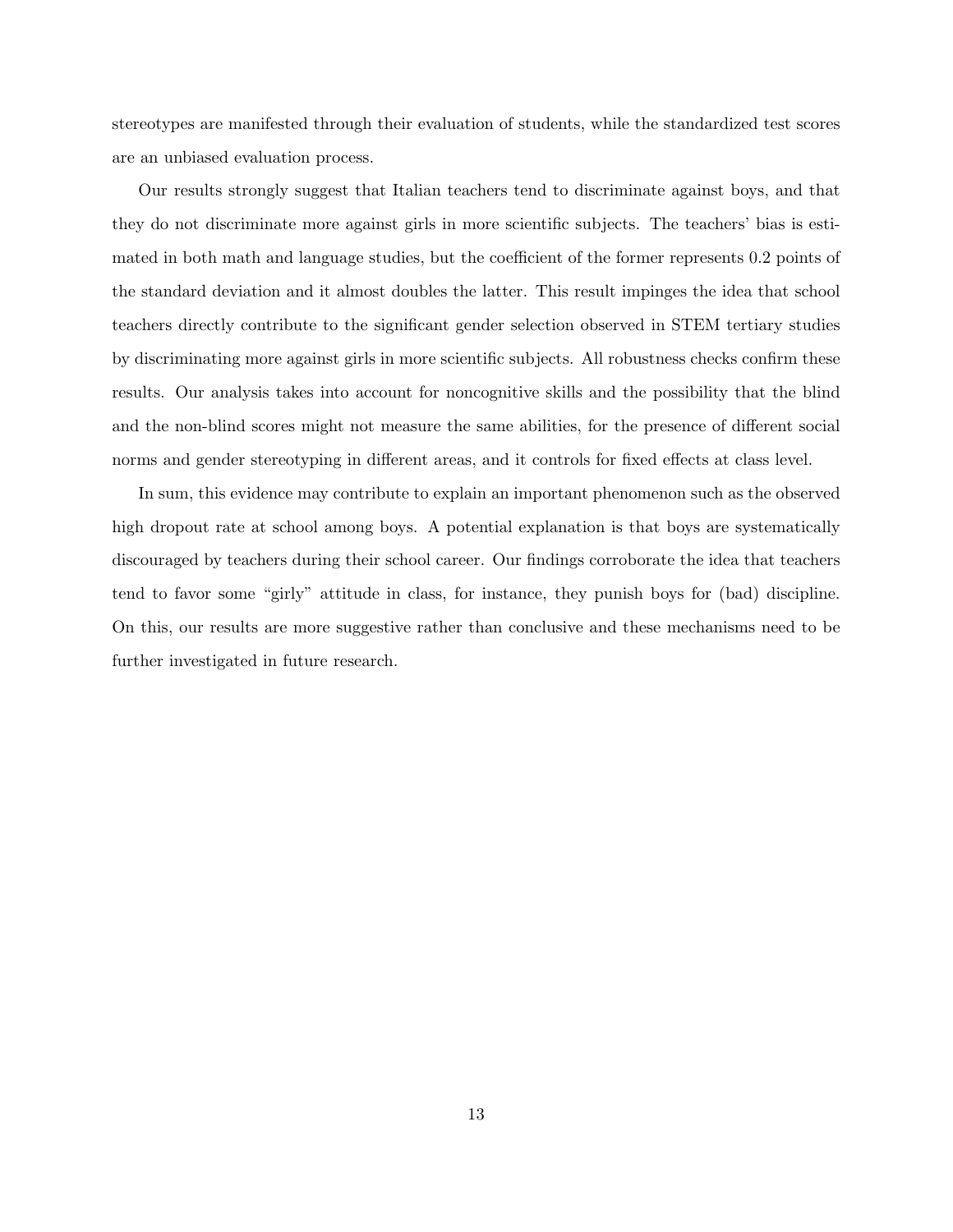stereotypes are manifested through their evaluation of students, while the standardized test scores are an unbiased evaluation process.

Our results strongly suggest that Italian teachers tend to discriminate against boys, and that they do not discriminate more against girls in more scientific subjects. The teachers' bias is estimated in both math and language studies, but the coefficient of the former represents 0.2 points of the standard deviation and it almost doubles the latter. This result impinges the idea that school teachers directly contribute to the significant gender selection observed in STEM tertiary studies by discriminating more against girls in more scientific subjects. All robustness checks confirm these results. Our analysis takes into account for noncognitive skills and the possibility that the blind and the non-blind scores might not measure the same abilities, for the presence of different social norms and gender stereotyping in different areas, and it controls for fixed effects at class level.

In sum, this evidence may contribute to explain an important phenomenon such as the observed high dropout rate at school among boys. A potential explanation is that boys are systematically discouraged by teachers during their school career. Our findings corroborate the idea that teachers tend to favor some "girly" attitude in class, for instance, they punish boys for (bad) discipline. On this, our results are more suggestive rather than conclusive and these mechanisms need to be further investigated in future research.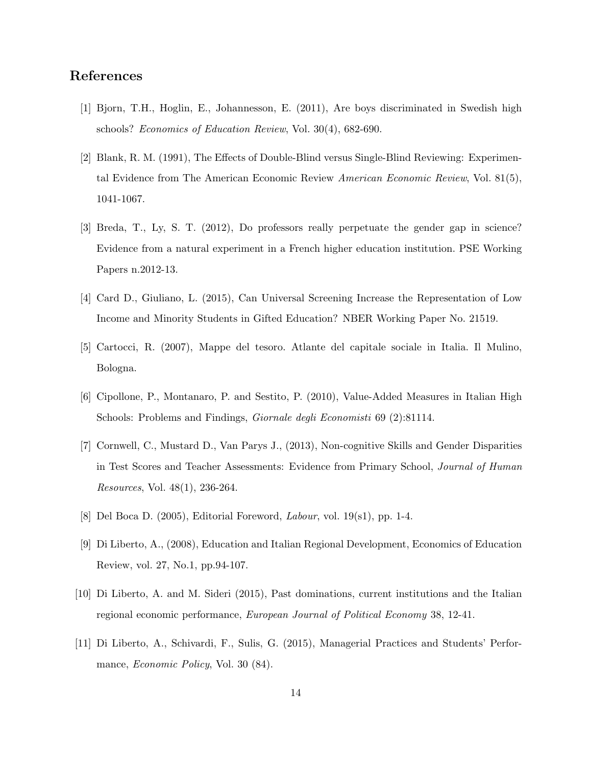## References

[1] Bjorn, T.H., Hoglin, E., Johannesson, E. (2011), Are boys discriminated in Swedish high schools? *Economics of Education Review*, Vol. 30(4), 682-690.

[2] Blank, R. M. (1991), The Effects of Double-Blind versus Single-Blind Reviewing: Experimental Evidence from The American Economic Review *American Economic Review*, Vol. 81(5), 1041-1067.

[3] Breda, T., Ly, S. T. (2012), Do professors really perpetuate the gender gap in science? Evidence from a natural experiment in a French higher education institution. PSE Working Papers n.2012-13.

[4] Card D., Giuliano, L. (2015), Can Universal Screening Increase the Representation of Low Income and Minority Students in Gifted Education? NBER Working Paper No. 21519.

[5] Cartocci, R. (2007), Mappe del tesoro. Atlante del capitale sociale in Italia. Il Mulino, Bologna.

[6] Cipollone, P., Montanaro, P. and Sestito, P. (2010), Value-Added Measures in Italian High Schools: Problems and Findings, *Giornale degli Economisti* 69 (2):81114.

[7] Cornwell, C., Mustard D., Van Parys J., (2013), Non-cognitive Skills and Gender Disparities in Test Scores and Teacher Assessments: Evidence from Primary School, *Journal of Human Resources*, Vol. 48(1), 236-264.

[8] Del Boca D. (2005), Editorial Foreword, *Labour*, vol. 19(s1), pp. 1-4.

[9] Di Liberto, A., (2008), Education and Italian Regional Development, Economics of Education Review, vol. 27, No.1, pp.94-107.

[10] Di Liberto, A. and M. Sideri (2015), Past dominations, current institutions and the Italian regional economic performance, *European Journal of Political Economy* 38, 12-41.

[11] Di Liberto, A., Schivardi, F., Sulis, G. (2015), Managerial Practices and Students' Performance, *Economic Policy*, Vol. 30 (84).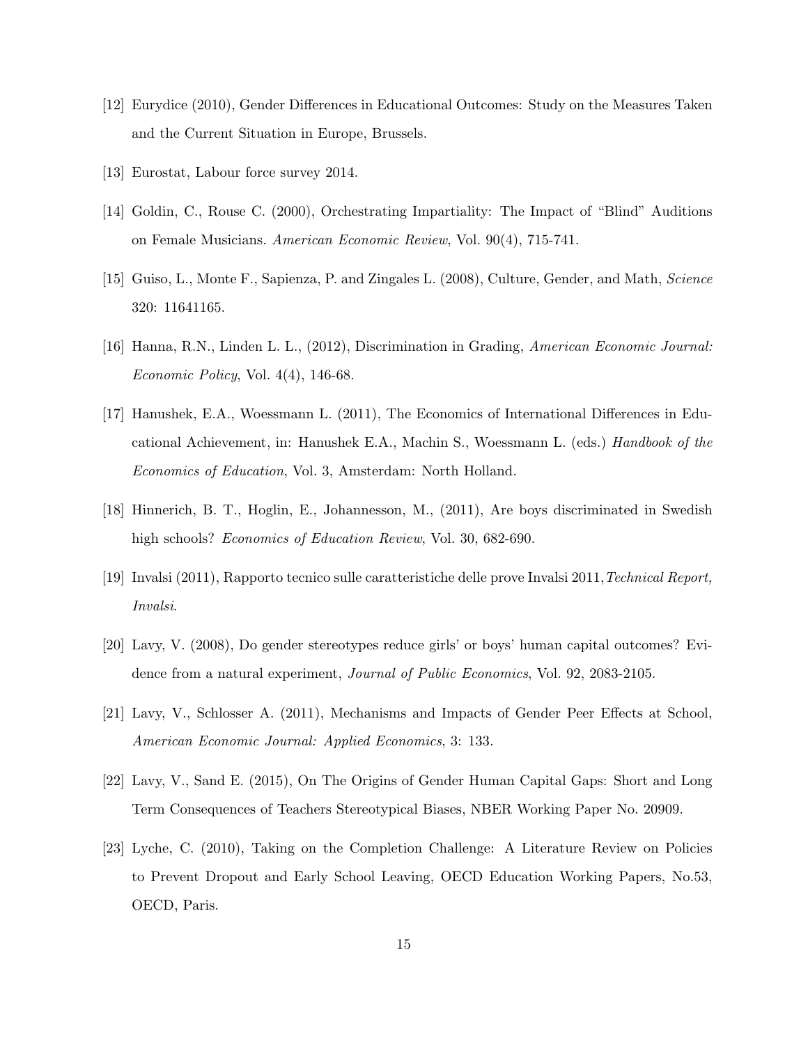[12] Eurydice (2010), Gender Differences in Educational Outcomes: Study on the Measures Taken and the Current Situation in Europe, Brussels.

[13] Eurostat, Labour force survey 2014.

[14] Goldin, C., Rouse C. (2000), Orchestrating Impartiality: The Impact of "Blind" Auditions on Female Musicians. *American Economic Review*, Vol. 90(4), 715-741.

[15] Guiso, L., Monte F., Sapienza, P. and Zingales L. (2008), Culture, Gender, and Math, *Science* 320: 11641165.

[16] Hanna, R.N., Linden L. L., (2012), Discrimination in Grading, *American Economic Journal: Economic Policy*, Vol. 4(4), 146-68.

[17] Hanushek, E.A., Woessmann L. (2011), The Economics of International Differences in Educational Achievement, in: Hanushek E.A., Machin S., Woessmann L. (eds.) *Handbook of the Economics of Education*, Vol. 3, Amsterdam: North Holland.

[18] Hinnerich, B. T., Hoglin, E., Johannesson, M., (2011), Are boys discriminated in Swedish high schools? *Economics of Education Review*, Vol. 30, 682-690.

[19] Invalsi (2011), Rapporto tecnico sulle caratteristiche delle prove Invalsi 2011,*Technical Report, Invalsi*.

[20] Lavy, V. (2008), Do gender stereotypes reduce girls' or boys' human capital outcomes? Evidence from a natural experiment, *Journal of Public Economics*, Vol. 92, 2083-2105.

[21] Lavy, V., Schlosser A. (2011), Mechanisms and Impacts of Gender Peer Effects at School, *American Economic Journal: Applied Economics*, 3: 133.

[22] Lavy, V., Sand E. (2015), On The Origins of Gender Human Capital Gaps: Short and Long Term Consequences of Teachers Stereotypical Biases, NBER Working Paper No. 20909.

[23] Lyche, C. (2010), Taking on the Completion Challenge: A Literature Review on Policies to Prevent Dropout and Early School Leaving, OECD Education Working Papers, No.53, OECD, Paris.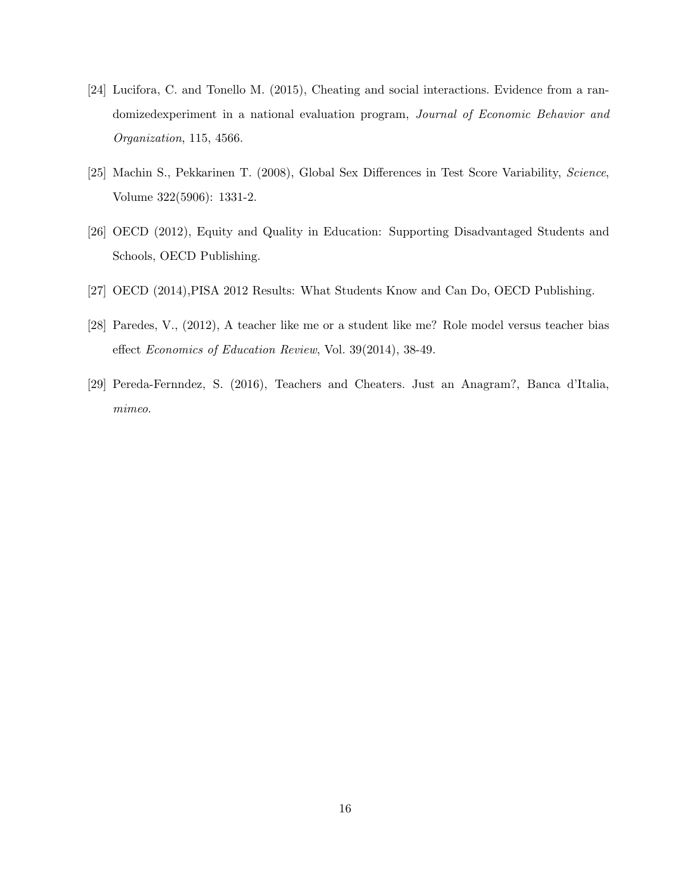[24] Lucifora, C. and Tonello M. (2015), Cheating and social interactions. Evidence from a randomizedexperiment in a national evaluation program, *Journal of Economic Behavior and Organization*, 115, 4566.

[25] Machin S., Pekkarinen T. (2008), Global Sex Differences in Test Score Variability, *Science*, Volume 322(5906): 1331-2.

[26] OECD (2012), Equity and Quality in Education: Supporting Disadvantaged Students and Schools, OECD Publishing.

[27] OECD (2014),PISA 2012 Results: What Students Know and Can Do, OECD Publishing.

[28] Paredes, V., (2012), A teacher like me or a student like me? Role model versus teacher bias effect *Economics of Education Review*, Vol. 39(2014), 38-49.

[29] Pereda-Fernndez, S. (2016), Teachers and Cheaters. Just an Anagram?, Banca d'Italia, *mimeo*.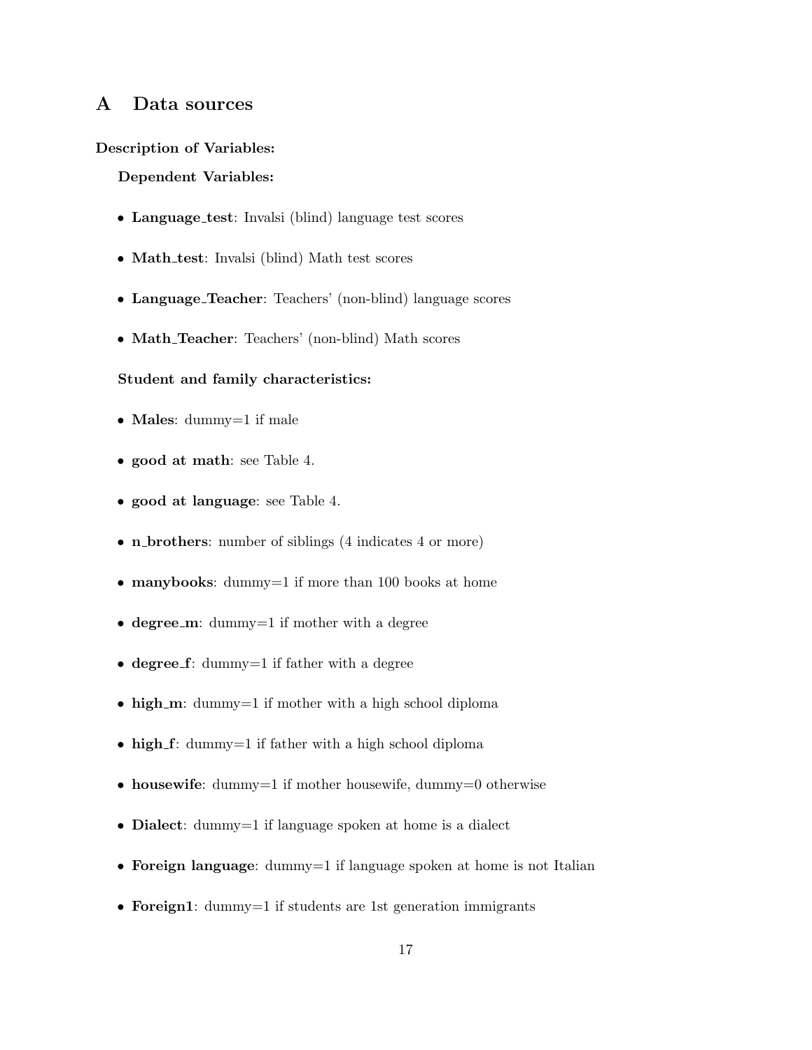# A Data sources

**Description of Variables:**

**Dependent Variables:**

- **Language_test**: Invalsi (blind) language test scores
- **Math_test**: Invalsi (blind) Math test scores
- **Language_Teacher**: Teachers' (non-blind) language scores
- **Math_Teacher**: Teachers' (non-blind) Math scores

**Student and family characteristics:**

- **Males**: dummy=1 if male
- **good at math**: see Table 4.
- **good at language**: see Table 4.
- **n_brothers**: number of siblings (4 indicates 4 or more)
- **manybooks**: dummy=1 if more than 100 books at home
- **degree_m**: dummy=1 if mother with a degree
- **degree_f**: dummy=1 if father with a degree
- **high_m**: dummy=1 if mother with a high school diploma
- **high_f**: dummy=1 if father with a high school diploma
- **housewife**: dummy=1 if mother housewife, dummy=0 otherwise
- **Dialect**: dummy=1 if language spoken at home is a dialect
- **Foreign language**: dummy=1 if language spoken at home is not Italian
- **Foreign1**: dummy=1 if students are 1st generation immigrants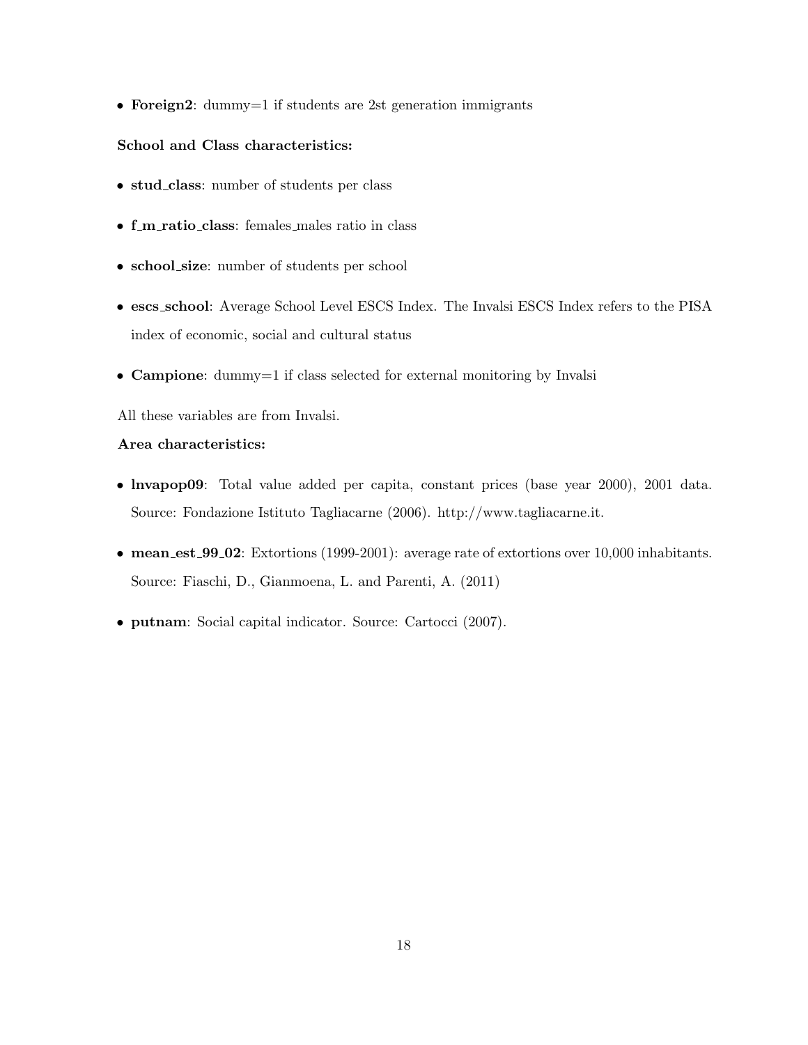- **Foreign2**: dummy=1 if students are 2st generation immigrants

**School and Class characteristics:**

- **stud_class**: number of students per class
- **f_m_ratio_class**: females_males ratio in class
- **school_size**: number of students per school
- **escs_school**: Average School Level ESCS Index. The Invalsi ESCS Index refers to the PISA index of economic, social and cultural status
- **Campione**: dummy=1 if class selected for external monitoring by Invalsi

All these variables are from Invalsi.

**Area characteristics:**

- **lnvapop09**: Total value added per capita, constant prices (base year 2000), 2001 data. Source: Fondazione Istituto Tagliacarne (2006). http://www.tagliacarne.it.
- **mean_est_99_02**: Extortions (1999-2001): average rate of extortions over 10,000 inhabitants. Source: Fiaschi, D., Gianmoena, L. and Parenti, A. (2011)
- **putnam**: Social capital indicator. Source: Cartocci (2007).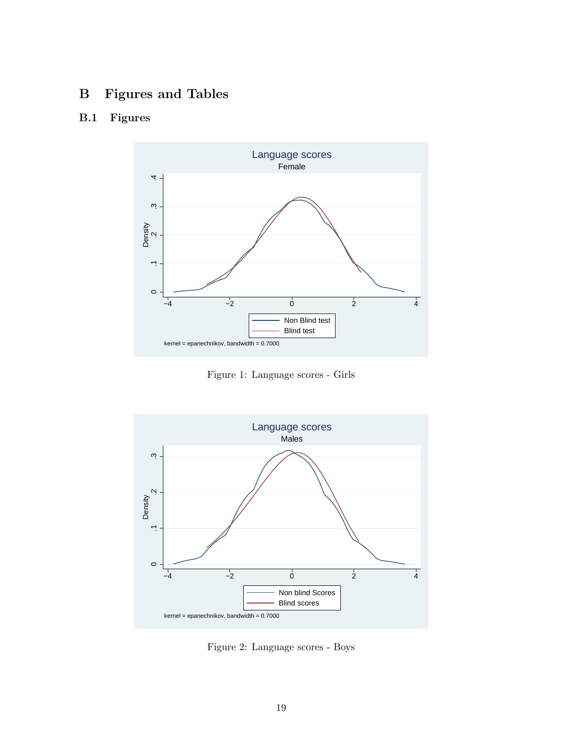# B Figures and Tables

## B.1 Figures

Figure 1: Language scores - Girls

Figure 2: Language scores - Boys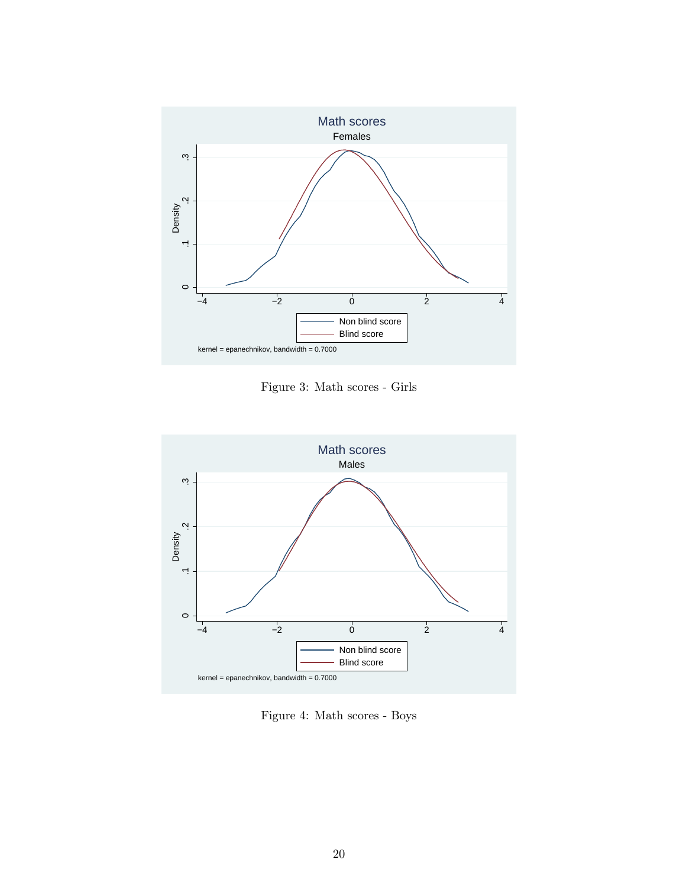Figure 3: Math scores - Girls

Figure 4: Math scores - Boys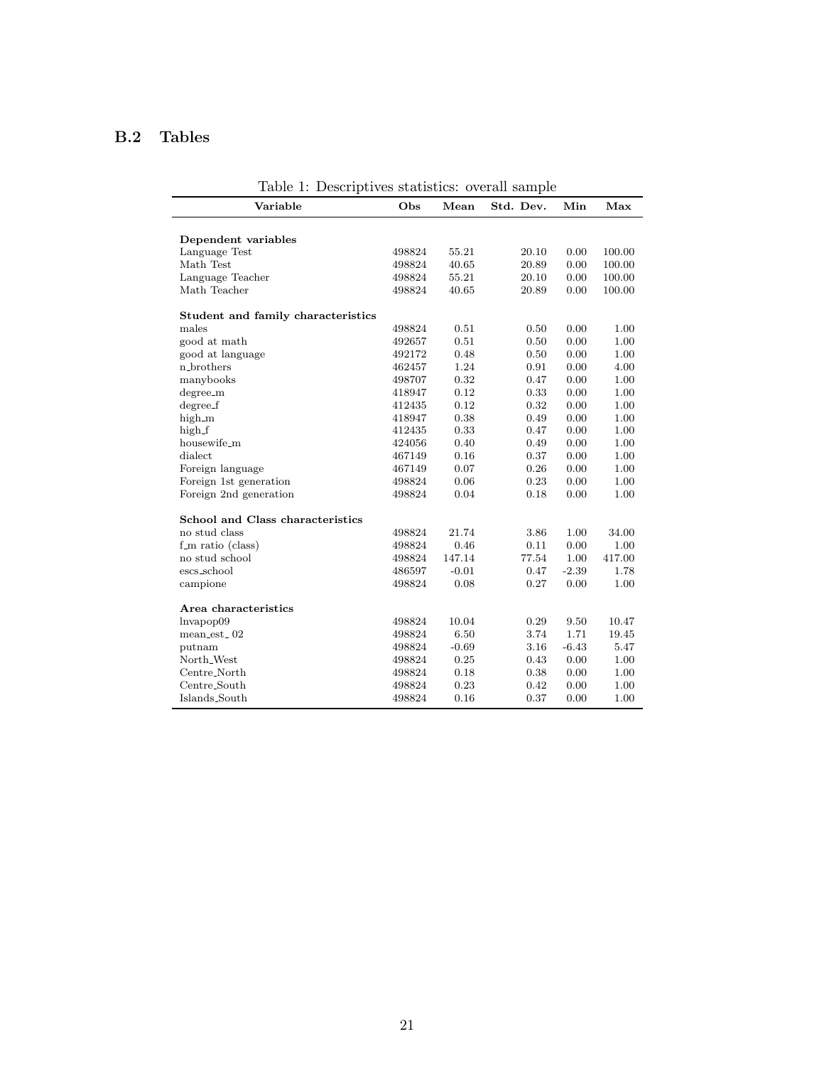## B.2 Tables

Table 1: Descriptives statistics: overall sample

| Variable | Obs | Mean | Std. Dev. | Min | Max |
|---|---|---|---|---|---|
| **Dependent variables** | | | | | |
| Language Test | 498824 | 55.21 | 20.10 | 0.00 | 100.00 |
| Math Test | 498824 | 40.65 | 20.89 | 0.00 | 100.00 |
| Language Teacher | 498824 | 55.21 | 20.10 | 0.00 | 100.00 |
| Math Teacher | 498824 | 40.65 | 20.89 | 0.00 | 100.00 |
| **Student and family characteristics** | | | | | |
| males | 498824 | 0.51 | 0.50 | 0.00 | 1.00 |
| good at math | 492657 | 0.51 | 0.50 | 0.00 | 1.00 |
| good at language | 492172 | 0.48 | 0.50 | 0.00 | 1.00 |
| n_brothers | 462457 | 1.24 | 0.91 | 0.00 | 4.00 |
| manybooks | 498707 | 0.32 | 0.47 | 0.00 | 1.00 |
| degree_m | 418947 | 0.12 | 0.33 | 0.00 | 1.00 |
| degree_f | 412435 | 0.12 | 0.32 | 0.00 | 1.00 |
| high_m | 418947 | 0.38 | 0.49 | 0.00 | 1.00 |
| high_f | 412435 | 0.33 | 0.47 | 0.00 | 1.00 |
| housewife_m | 424056 | 0.40 | 0.49 | 0.00 | 1.00 |
| dialect | 467149 | 0.16 | 0.37 | 0.00 | 1.00 |
| Foreign language | 467149 | 0.07 | 0.26 | 0.00 | 1.00 |
| Foreign 1st generation | 498824 | 0.06 | 0.23 | 0.00 | 1.00 |
| Foreign 2nd generation | 498824 | 0.04 | 0.18 | 0.00 | 1.00 |
| **School and Class characteristics** | | | | | |
| no stud class | 498824 | 21.74 | 3.86 | 1.00 | 34.00 |
| f_m ratio (class) | 498824 | 0.46 | 0.11 | 0.00 | 1.00 |
| no stud school | 498824 | 147.14 | 77.54 | 1.00 | 417.00 |
| escs_school | 486597 | -0.01 | 0.47 | -2.39 | 1.78 |
| campione | 498824 | 0.08 | 0.27 | 0.00 | 1.00 |
| **Area characteristics** | | | | | |
| lnvapop09 | 498824 | 10.04 | 0.29 | 9.50 | 10.47 |
| mean_est_ 02 | 498824 | 6.50 | 3.74 | 1.71 | 19.45 |
| putnam | 498824 | -0.69 | 3.16 | -6.43 | 5.47 |
| North_West | 498824 | 0.25 | 0.43 | 0.00 | 1.00 |
| Centre_North | 498824 | 0.18 | 0.38 | 0.00 | 1.00 |
| Centre_South | 498824 | 0.23 | 0.42 | 0.00 | 1.00 |
| Islands_South | 498824 | 0.16 | 0.37 | 0.00 | 1.00 |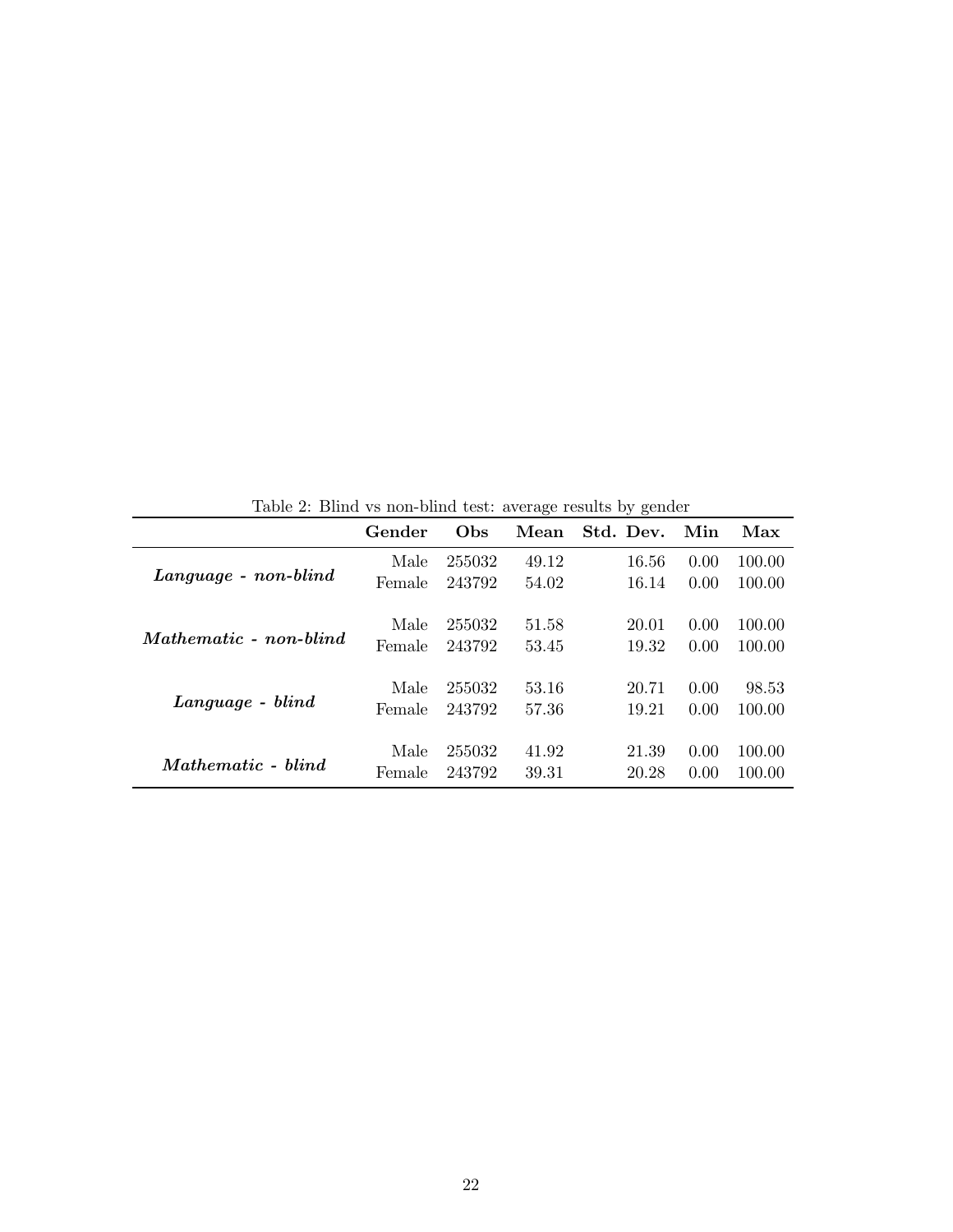Table 2: Blind vs non-blind test: average results by gender

| | Gender | Obs | Mean | Std. Dev. | Min | Max |
|---|---|---|---|---|---|---|
| ***Language - non-blind*** | Male | 255032 | 49.12 | 16.56 | 0.00 | 100.00 |
| | Female | 243792 | 54.02 | 16.14 | 0.00 | 100.00 |
| ***Mathematic - non-blind*** | Male | 255032 | 51.58 | 20.01 | 0.00 | 100.00 |
| | Female | 243792 | 53.45 | 19.32 | 0.00 | 100.00 |
| ***Language - blind*** | Male | 255032 | 53.16 | 20.71 | 0.00 | 98.53 |
| | Female | 243792 | 57.36 | 19.21 | 0.00 | 100.00 |
| ***Mathematic - blind*** | Male | 255032 | 41.92 | 21.39 | 0.00 | 100.00 |
| | Female | 243792 | 39.31 | 20.28 | 0.00 | 100.00 |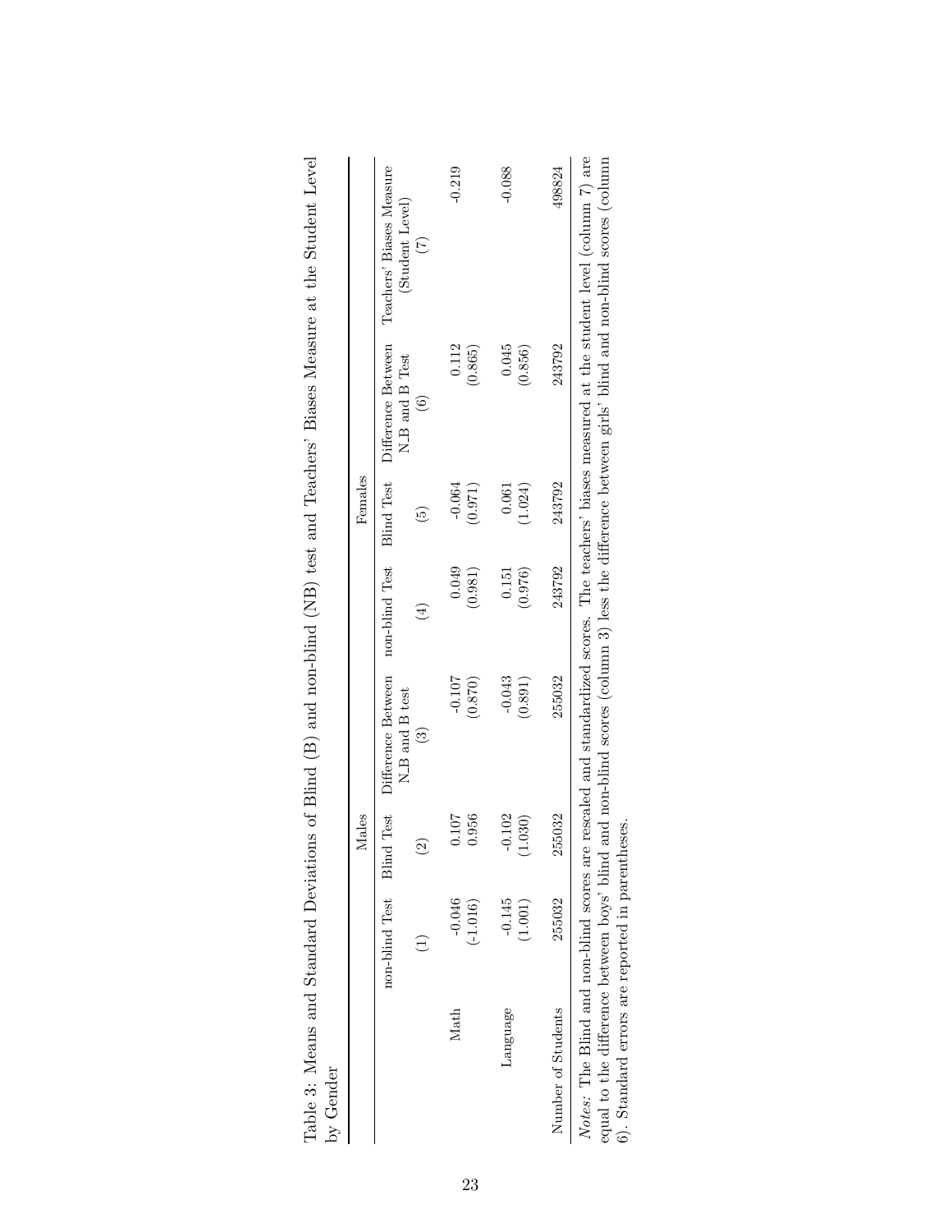Table 3: Means and Standard Deviations of Blind (B) and non-blind (NB) test and Teachers' Biases Measure at the Student Level by Gender

| | Males | | | Females | | | |
|---|---|---|---|---|---|---|---|
| | non-blind Test | Blind Test | Difference Between N_B and B test | non-blind Test | Blind Test | Difference Between N_B and B Test | Teachers' Biases Measure (Student Level) |
| | (1) | (2) | (3) | (4) | (5) | (6) | (7) |
| Math | -0.046 | 0.107 | -0.107 | 0.049 | -0.064 | 0.112 | -0.219 |
| | (-1.016) | 0.956 | (0.870) | (0.981) | (0.971) | (0.865) | |
| Language | -0.145 | -0.102 | -0.043 | 0.151 | 0.061 | 0.045 | -0.088 |
| | (1.001) | (1.030) | (0.891) | (0.976) | (1.024) | (0.856) | |
| Number of Students | 255032 | 255032 | 255032 | 243792 | 243792 | 243792 | 498824 |

*Notes:* The Blind and non-blind scores are rescaled and standardized scores. The teachers' biases measured at the student level (column 7) are equal to the difference between boys' blind and non-blind scores (column 3) less the difference between girls' blind and non-blind scores (column 6). Standard errors are reported in parentheses.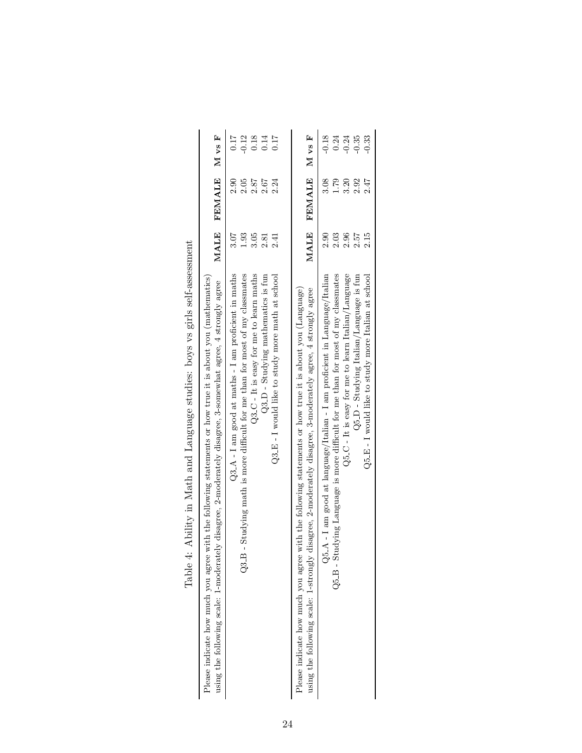Table 4: Ability in Math and Language studies: boys vs girls self-assessment

| Please indicate how much you agree with the following statements or how true it is about you (mathematics) using the following scale: 1-moderately disagree, 2-moderately disagree, 3-somewhat agree, 4 strongly agree | MALE | FEMALE | M vs F |
|---|---|---|---|
| Q3_A - I am good at maths - I am proficient in maths | 3.07 | 2.90 | 0.17 |
| Q3_B - Studying math is more difficult for me than for most of my classmates | 1.93 | 2.05 | -0.12 |
| Q3_C - It is easy for me to learn maths | 3.05 | 2.87 | 0.18 |
| Q3_D - Studying mathematics is fun | 2.81 | 2.67 | 0.14 |
| Q3_E - I would like to study more math at school | 2.41 | 2.24 | 0.17 |

| Please indicate how much you agree with the following statements or how true it is about you (Language) using the following scale: 1-strongly disagree, 2-moderately disagree, 3-moderately agree, 4 strongly agree | MALE | FEMALE | M vs F |
|---|---|---|---|
| Q5_A - I am good at language/Italian - I am proficient in Language/Italian | 2.90 | 3.08 | -0.18 |
| Q5_B - Studying Language is more difficult for me than for most of my classmates | 2.03 | 1.79 | 0.24 |
| Q5_C - It is easy for me to learn Italian/Language | 2.96 | 3.20 | -0.24 |
| Q5_D - Studying Italian/Language is fun | 2.57 | 2.92 | -0.35 |
| Q5_E - I would like to study more Italian at school | 2.15 | 2.47 | -0.33 |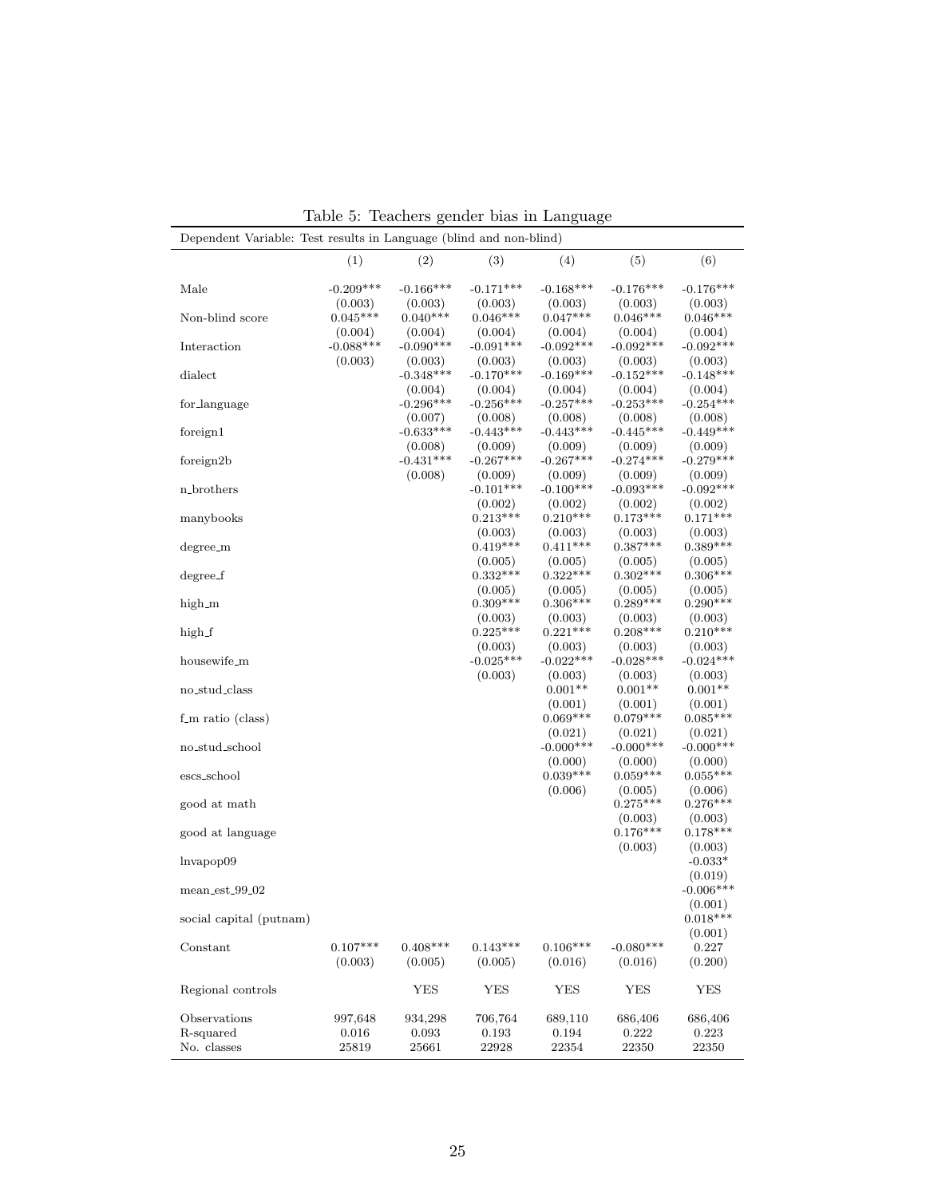Table 5: Teachers gender bias in Language

| Dependent Variable: Test results in Language (blind and non-blind) | | | | | | |
|---|---|---|---|---|---|---|
| | (1) | (2) | (3) | (4) | (5) | (6) |
| Male | -0.209*** | -0.166*** | -0.171*** | -0.168*** | -0.176*** | -0.176*** |
| | (0.003) | (0.003) | (0.003) | (0.003) | (0.003) | (0.003) |
| Non-blind score | 0.045*** | 0.040*** | 0.046*** | 0.047*** | 0.046*** | 0.046*** |
| | (0.004) | (0.004) | (0.004) | (0.004) | (0.004) | (0.004) |
| Interaction | -0.088*** | -0.090*** | -0.091*** | -0.092*** | -0.092*** | -0.092*** |
| | (0.003) | (0.003) | (0.003) | (0.003) | (0.003) | (0.003) |
| dialect | | -0.348*** | -0.170*** | -0.169*** | -0.152*** | -0.148*** |
| | | (0.004) | (0.004) | (0.004) | (0.004) | (0.004) |
| for_language | | -0.296*** | -0.256*** | -0.257*** | -0.253*** | -0.254*** |
| | | (0.007) | (0.008) | (0.008) | (0.008) | (0.008) |
| foreign1 | | -0.633*** | -0.443*** | -0.443*** | -0.445*** | -0.449*** |
| | | (0.008) | (0.009) | (0.009) | (0.009) | (0.009) |
| foreign2b | | -0.431*** | -0.267*** | -0.267*** | -0.274*** | -0.279*** |
| | | (0.008) | (0.009) | (0.009) | (0.009) | (0.009) |
| n_brothers | | | -0.101*** | -0.100*** | -0.093*** | -0.092*** |
| | | | (0.002) | (0.002) | (0.002) | (0.002) |
| manybooks | | | 0.213*** | 0.210*** | 0.173*** | 0.171*** |
| | | | (0.003) | (0.003) | (0.003) | (0.003) |
| degree_m | | | 0.419*** | 0.411*** | 0.387*** | 0.389*** |
| | | | (0.005) | (0.005) | (0.005) | (0.005) |
| degree_f | | | 0.332*** | 0.322*** | 0.302*** | 0.306*** |
| | | | (0.005) | (0.005) | (0.005) | (0.005) |
| high_m | | | 0.309*** | 0.306*** | 0.289*** | 0.290*** |
| | | | (0.003) | (0.003) | (0.003) | (0.003) |
| high_f | | | 0.225*** | 0.221*** | 0.208*** | 0.210*** |
| | | | (0.003) | (0.003) | (0.003) | (0.003) |
| housewife_m | | | -0.025*** | -0.022*** | -0.028*** | -0.024*** |
| | | | (0.003) | (0.003) | (0.003) | (0.003) |
| no_stud_class | | | | 0.001** | 0.001** | 0.001** |
| | | | | (0.001) | (0.001) | (0.001) |
| f_m ratio (class) | | | | 0.069*** | 0.079*** | 0.085*** |
| | | | | (0.021) | (0.021) | (0.021) |
| no_stud_school | | | | -0.000*** | -0.000*** | -0.000*** |
| | | | | (0.000) | (0.000) | (0.000) |
| escs_school | | | | 0.039*** | 0.059*** | 0.055*** |
| | | | | (0.006) | (0.005) | (0.006) |
| good at math | | | | | 0.275*** | 0.276*** |
| | | | | | (0.003) | (0.003) |
| good at language | | | | | 0.176*** | 0.178*** |
| | | | | | (0.003) | (0.003) |
| lnvapop09 | | | | | | -0.033* |
| | | | | | | (0.019) |
| mean_est_99_02 | | | | | | -0.006*** |
| | | | | | | (0.001) |
| social capital (putnam) | | | | | | 0.018*** |
| | | | | | | (0.001) |
| Constant | 0.107*** | 0.408*** | 0.143*** | 0.106*** | -0.080*** | 0.227 |
| | (0.003) | (0.005) | (0.005) | (0.016) | (0.016) | (0.200) |
| Regional controls | | YES | YES | YES | YES | YES |
| Observations | 997,648 | 934,298 | 706,764 | 689,110 | 686,406 | 686,406 |
| R-squared | 0.016 | 0.093 | 0.193 | 0.194 | 0.222 | 0.223 |
| No. classes | 25819 | 25661 | 22928 | 22354 | 22350 | 22350 |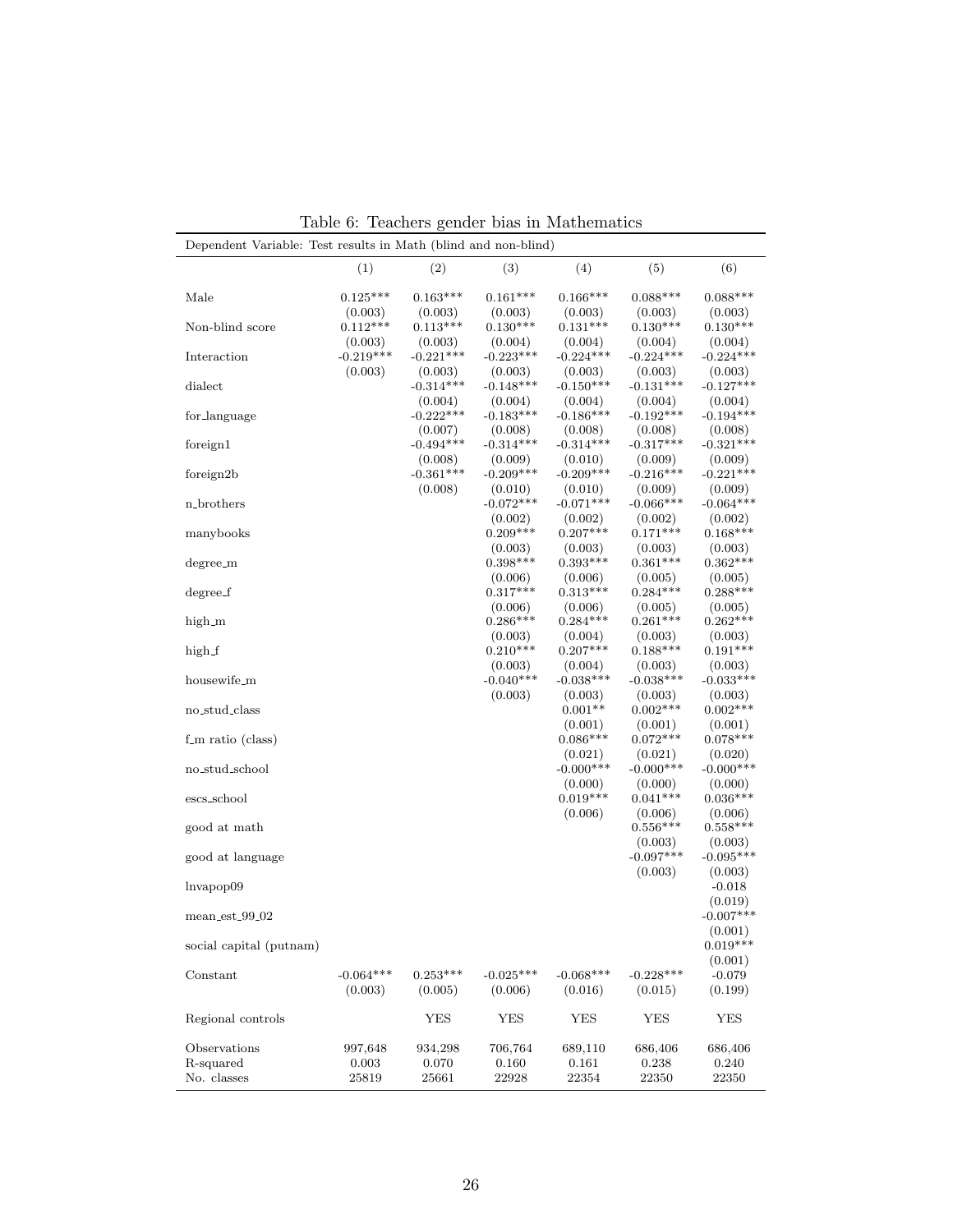Table 6: Teachers gender bias in Mathematics

| Dependent Variable: Test results in Math (blind and non-blind) | | | | | | |
|---|---|---|---|---|---|---|
| | (1) | (2) | (3) | (4) | (5) | (6) |
| Male | 0.125*** | 0.163*** | 0.161*** | 0.166*** | 0.088*** | 0.088*** |
| | (0.003) | (0.003) | (0.003) | (0.003) | (0.003) | (0.003) |
| Non-blind score | 0.112*** | 0.113*** | 0.130*** | 0.131*** | 0.130*** | 0.130*** |
| | (0.003) | (0.003) | (0.004) | (0.004) | (0.004) | (0.004) |
| Interaction | -0.219*** | -0.221*** | -0.223*** | -0.224*** | -0.224*** | -0.224*** |
| | (0.003) | (0.003) | (0.003) | (0.003) | (0.003) | (0.003) |
| dialect | | -0.314*** | -0.148*** | -0.150*** | -0.131*** | -0.127*** |
| | | (0.004) | (0.004) | (0.004) | (0.004) | (0.004) |
| for_language | | -0.222*** | -0.183*** | -0.186*** | -0.192*** | -0.194*** |
| | | (0.007) | (0.008) | (0.008) | (0.008) | (0.008) |
| foreign1 | | -0.494*** | -0.314*** | -0.314*** | -0.317*** | -0.321*** |
| | | (0.008) | (0.009) | (0.010) | (0.009) | (0.009) |
| foreign2b | | -0.361*** | -0.209*** | -0.209*** | -0.216*** | -0.221*** |
| | | (0.008) | (0.010) | (0.010) | (0.009) | (0.009) |
| n_brothers | | | -0.072*** | -0.071*** | -0.066*** | -0.064*** |
| | | | (0.002) | (0.002) | (0.002) | (0.002) |
| manybooks | | | 0.209*** | 0.207*** | 0.171*** | 0.168*** |
| | | | (0.003) | (0.003) | (0.003) | (0.003) |
| degree_m | | | 0.398*** | 0.393*** | 0.361*** | 0.362*** |
| | | | (0.006) | (0.006) | (0.005) | (0.005) |
| degree_f | | | 0.317*** | 0.313*** | 0.284*** | 0.288*** |
| | | | (0.006) | (0.006) | (0.005) | (0.005) |
| high_m | | | 0.286*** | 0.284*** | 0.261*** | 0.262*** |
| | | | (0.003) | (0.004) | (0.003) | (0.003) |
| high_f | | | 0.210*** | 0.207*** | 0.188*** | 0.191*** |
| | | | (0.003) | (0.004) | (0.003) | (0.003) |
| housewife_m | | | -0.040*** | -0.038*** | -0.038*** | -0.033*** |
| | | | (0.003) | (0.003) | (0.003) | (0.003) |
| no_stud_class | | | | 0.001** | 0.002*** | 0.002*** |
| | | | | (0.001) | (0.001) | (0.001) |
| f_m ratio (class) | | | | 0.086*** | 0.072*** | 0.078*** |
| | | | | (0.021) | (0.021) | (0.020) |
| no_stud_school | | | | -0.000*** | -0.000*** | -0.000*** |
| | | | | (0.000) | (0.000) | (0.000) |
| escs_school | | | | 0.019*** | 0.041*** | 0.036*** |
| | | | | (0.006) | (0.006) | (0.006) |
| good at math | | | | | 0.556*** | 0.558*** |
| | | | | | (0.003) | (0.003) |
| good at language | | | | | -0.097*** | -0.095*** |
| | | | | | (0.003) | (0.003) |
| lnvapop09 | | | | | | -0.018 |
| | | | | | | (0.019) |
| mean_est_99_02 | | | | | | -0.007*** |
| | | | | | | (0.001) |
| social capital (putnam) | | | | | | 0.019*** |
| | | | | | | (0.001) |
| Constant | -0.064*** | 0.253*** | -0.025*** | -0.068*** | -0.228*** | -0.079 |
| | (0.003) | (0.005) | (0.006) | (0.016) | (0.015) | (0.199) |
| Regional controls | | YES | YES | YES | YES | YES |
| Observations | 997,648 | 934,298 | 706,764 | 689,110 | 686,406 | 686,406 |
| R-squared | 0.003 | 0.070 | 0.160 | 0.161 | 0.238 | 0.240 |
| No. classes | 25819 | 25661 | 22928 | 22354 | 22350 | 22350 |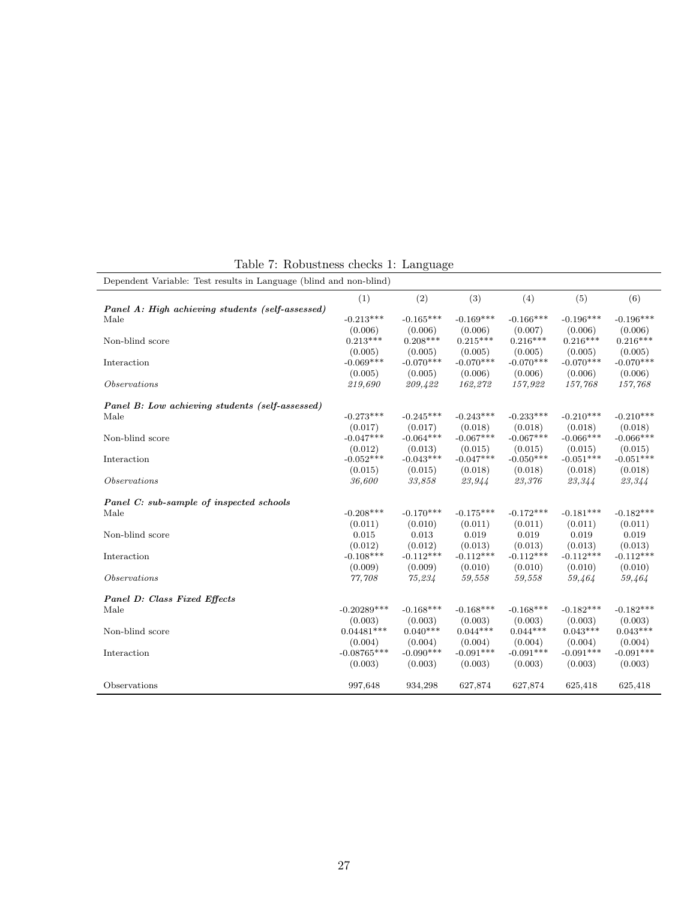Table 7: Robustness checks 1: Language

| Dependent Variable: Test results in Language (blind and non-blind) | | | | | | |
|---|---|---|---|---|---|---|
| | (1) | (2) | (3) | (4) | (5) | (6) |
| ***Panel A: High achieving students (self-assessed)*** | | | | | | |
| Male | -0.213*** | -0.165*** | -0.169*** | -0.166*** | -0.196*** | -0.196*** |
| | (0.006) | (0.006) | (0.006) | (0.007) | (0.006) | (0.006) |
| Non-blind score | 0.213*** | 0.208*** | 0.215*** | 0.216*** | 0.216*** | 0.216*** |
| | (0.005) | (0.005) | (0.005) | (0.005) | (0.005) | (0.005) |
| Interaction | -0.069*** | -0.070*** | -0.070*** | -0.070*** | -0.070*** | -0.070*** |
| | (0.005) | (0.005) | (0.006) | (0.006) | (0.006) | (0.006) |
| *Observations* | *219,690* | *209,422* | *162,272* | *157,922* | *157,768* | *157,768* |
| ***Panel B: Low achieving students (self-assessed)*** | | | | | | |
| Male | -0.273*** | -0.245*** | -0.243*** | -0.233*** | -0.210*** | -0.210*** |
| | (0.017) | (0.017) | (0.018) | (0.018) | (0.018) | (0.018) |
| Non-blind score | -0.047*** | -0.064*** | -0.067*** | -0.067*** | -0.066*** | -0.066*** |
| | (0.012) | (0.013) | (0.015) | (0.015) | (0.015) | (0.015) |
| Interaction | -0.052*** | -0.043*** | -0.047*** | -0.050*** | -0.051*** | -0.051*** |
| | (0.015) | (0.015) | (0.018) | (0.018) | (0.018) | (0.018) |
| *Observations* | *36,600* | *33,858* | *23,944* | *23,376* | *23,344* | *23,344* |
| ***Panel C: sub-sample of inspected schools*** | | | | | | |
| Male | -0.208*** | -0.170*** | -0.175*** | -0.172*** | -0.181*** | -0.182*** |
| | (0.011) | (0.010) | (0.011) | (0.011) | (0.011) | (0.011) |
| Non-blind score | 0.015 | 0.013 | 0.019 | 0.019 | 0.019 | 0.019 |
| | (0.012) | (0.012) | (0.013) | (0.013) | (0.013) | (0.013) |
| Interaction | -0.108*** | -0.112*** | -0.112*** | -0.112*** | -0.112*** | -0.112*** |
| | (0.009) | (0.009) | (0.010) | (0.010) | (0.010) | (0.010) |
| *Observations* | *77,708* | *75,234* | *59,558* | *59,558* | *59,464* | *59,464* |
| ***Panel D: Class Fixed Effects*** | | | | | | |
| Male | -0.20289*** | -0.168*** | -0.168*** | -0.168*** | -0.182*** | -0.182*** |
| | (0.003) | (0.003) | (0.003) | (0.003) | (0.003) | (0.003) |
| Non-blind score | 0.04481*** | 0.040*** | 0.044*** | 0.044*** | 0.043*** | 0.043*** |
| | (0.004) | (0.004) | (0.004) | (0.004) | (0.004) | (0.004) |
| Interaction | -0.08765*** | -0.090*** | -0.091*** | -0.091*** | -0.091*** | -0.091*** |
| | (0.003) | (0.003) | (0.003) | (0.003) | (0.003) | (0.003) |
| Observations | 997,648 | 934,298 | 627,874 | 627,874 | 625,418 | 625,418 |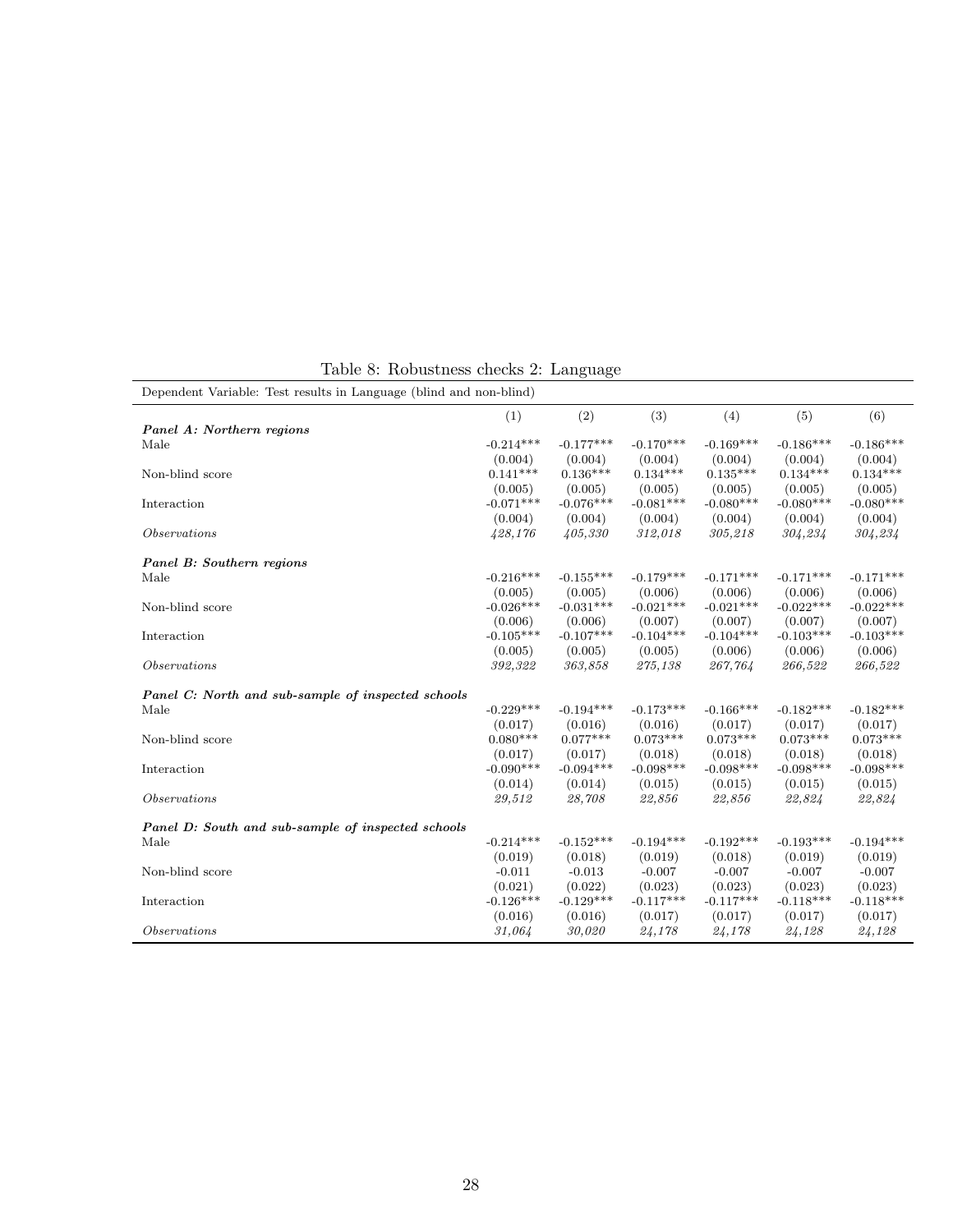Table 8: Robustness checks 2: Language

| Dependent Variable: Test results in Language (blind and non-blind) | | | | | | |
|---|---|---|---|---|---|---|
| | (1) | (2) | (3) | (4) | (5) | (6) |
| ***Panel A: Northern regions*** | | | | | | |
| Male | -0.214*** | -0.177*** | -0.170*** | -0.169*** | -0.186*** | -0.186*** |
| | (0.004) | (0.004) | (0.004) | (0.004) | (0.004) | (0.004) |
| Non-blind score | 0.141*** | 0.136*** | 0.134*** | 0.135*** | 0.134*** | 0.134*** |
| | (0.005) | (0.005) | (0.005) | (0.005) | (0.005) | (0.005) |
| Interaction | -0.071*** | -0.076*** | -0.081*** | -0.080*** | -0.080*** | -0.080*** |
| | (0.004) | (0.004) | (0.004) | (0.004) | (0.004) | (0.004) |
| *Observations* | *428,176* | *405,330* | *312,018* | *305,218* | *304,234* | *304,234* |
| ***Panel B: Southern regions*** | | | | | | |
| Male | -0.216*** | -0.155*** | -0.179*** | -0.171*** | -0.171*** | -0.171*** |
| | (0.005) | (0.005) | (0.006) | (0.006) | (0.006) | (0.006) |
| Non-blind score | -0.026*** | -0.031*** | -0.021*** | -0.021*** | -0.022*** | -0.022*** |
| | (0.006) | (0.006) | (0.007) | (0.007) | (0.007) | (0.007) |
| Interaction | -0.105*** | -0.107*** | -0.104*** | -0.104*** | -0.103*** | -0.103*** |
| | (0.005) | (0.005) | (0.005) | (0.006) | (0.006) | (0.006) |
| *Observations* | *392,322* | *363,858* | *275,138* | *267,764* | *266,522* | *266,522* |
| ***Panel C: North and sub-sample of inspected schools*** | | | | | | |
| Male | -0.229*** | -0.194*** | -0.173*** | -0.166*** | -0.182*** | -0.182*** |
| | (0.017) | (0.016) | (0.016) | (0.017) | (0.017) | (0.017) |
| Non-blind score | 0.080*** | 0.077*** | 0.073*** | 0.073*** | 0.073*** | 0.073*** |
| | (0.017) | (0.017) | (0.018) | (0.018) | (0.018) | (0.018) |
| Interaction | -0.090*** | -0.094*** | -0.098*** | -0.098*** | -0.098*** | -0.098*** |
| | (0.014) | (0.014) | (0.015) | (0.015) | (0.015) | (0.015) |
| *Observations* | *29,512* | *28,708* | *22,856* | *22,856* | *22,824* | *22,824* |
| ***Panel D: South and sub-sample of inspected schools*** | | | | | | |
| Male | -0.214*** | -0.152*** | -0.194*** | -0.192*** | -0.193*** | -0.194*** |
| | (0.019) | (0.018) | (0.019) | (0.018) | (0.019) | (0.019) |
| Non-blind score | -0.011 | -0.013 | -0.007 | -0.007 | -0.007 | -0.007 |
| | (0.021) | (0.022) | (0.023) | (0.023) | (0.023) | (0.023) |
| Interaction | -0.126*** | -0.129*** | -0.117*** | -0.117*** | -0.118*** | -0.118*** |
| | (0.016) | (0.016) | (0.017) | (0.017) | (0.017) | (0.017) |
| *Observations* | *31,064* | *30,020* | *24,178* | *24,178* | *24,128* | *24,128* |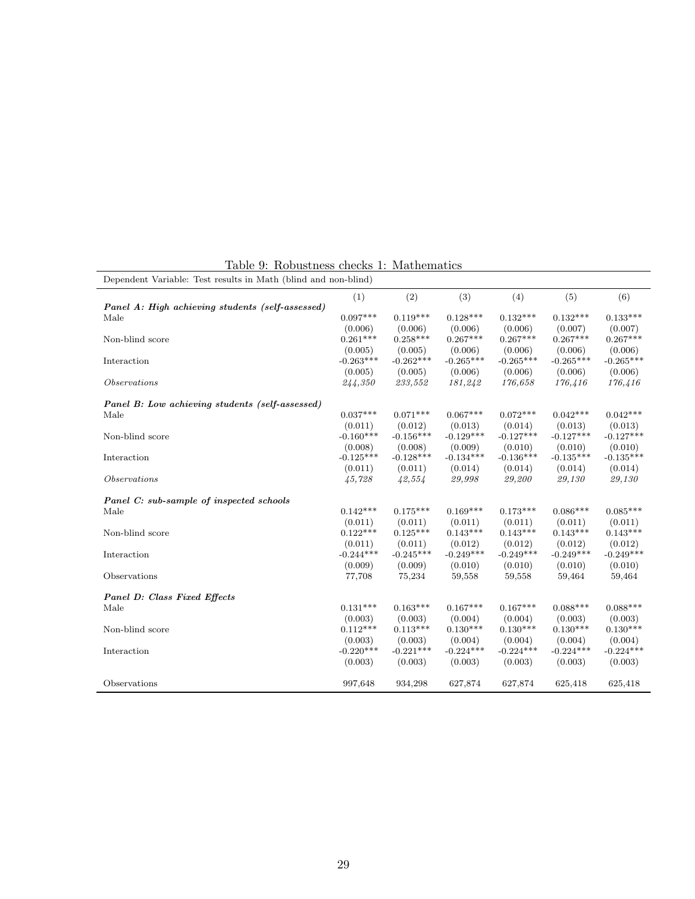Table 9: Robustness checks 1: Mathematics

| Dependent Variable: Test results in Math (blind and non-blind) | | | | | | |
|---|---|---|---|---|---|---|
| | (1) | (2) | (3) | (4) | (5) | (6) |
| ***Panel A: High achieving students (self-assessed)*** | | | | | | |
| Male | 0.097*** | 0.119*** | 0.128*** | 0.132*** | 0.132*** | 0.133*** |
| | (0.006) | (0.006) | (0.006) | (0.006) | (0.007) | (0.007) |
| Non-blind score | 0.261*** | 0.258*** | 0.267*** | 0.267*** | 0.267*** | 0.267*** |
| | (0.005) | (0.005) | (0.006) | (0.006) | (0.006) | (0.006) |
| Interaction | -0.263*** | -0.262*** | -0.265*** | -0.265*** | -0.265*** | -0.265*** |
| | (0.005) | (0.005) | (0.006) | (0.006) | (0.006) | (0.006) |
| *Observations* | *244,350* | *233,552* | *181,242* | *176,658* | *176,416* | *176,416* |
| ***Panel B: Low achieving students (self-assessed)*** | | | | | | |
| Male | 0.037*** | 0.071*** | 0.067*** | 0.072*** | 0.042*** | 0.042*** |
| | (0.011) | (0.012) | (0.013) | (0.014) | (0.013) | (0.013) |
| Non-blind score | -0.160*** | -0.156*** | -0.129*** | -0.127*** | -0.127*** | -0.127*** |
| | (0.008) | (0.008) | (0.009) | (0.010) | (0.010) | (0.010) |
| Interaction | -0.125*** | -0.128*** | -0.134*** | -0.136*** | -0.135*** | -0.135*** |
| | (0.011) | (0.011) | (0.014) | (0.014) | (0.014) | (0.014) |
| *Observations* | *45,728* | *42,554* | *29,998* | *29,200* | *29,130* | *29,130* |
| ***Panel C: sub-sample of inspected schools*** | | | | | | |
| Male | 0.142*** | 0.175*** | 0.169*** | 0.173*** | 0.086*** | 0.085*** |
| | (0.011) | (0.011) | (0.011) | (0.011) | (0.011) | (0.011) |
| Non-blind score | 0.122*** | 0.125*** | 0.143*** | 0.143*** | 0.143*** | 0.143*** |
| | (0.011) | (0.011) | (0.012) | (0.012) | (0.012) | (0.012) |
| Interaction | -0.244*** | -0.245*** | -0.249*** | -0.249*** | -0.249*** | -0.249*** |
| | (0.009) | (0.009) | (0.010) | (0.010) | (0.010) | (0.010) |
| Observations | 77,708 | 75,234 | 59,558 | 59,558 | 59,464 | 59,464 |
| ***Panel D: Class Fixed Effects*** | | | | | | |
| Male | 0.131*** | 0.163*** | 0.167*** | 0.167*** | 0.088*** | 0.088*** |
| | (0.003) | (0.003) | (0.004) | (0.004) | (0.003) | (0.003) |
| Non-blind score | 0.112*** | 0.113*** | 0.130*** | 0.130*** | 0.130*** | 0.130*** |
| | (0.003) | (0.003) | (0.004) | (0.004) | (0.004) | (0.004) |
| Interaction | -0.220*** | -0.221*** | -0.224*** | -0.224*** | -0.224*** | -0.224*** |
| | (0.003) | (0.003) | (0.003) | (0.003) | (0.003) | (0.003) |
| Observations | 997,648 | 934,298 | 627,874 | 627,874 | 625,418 | 625,418 |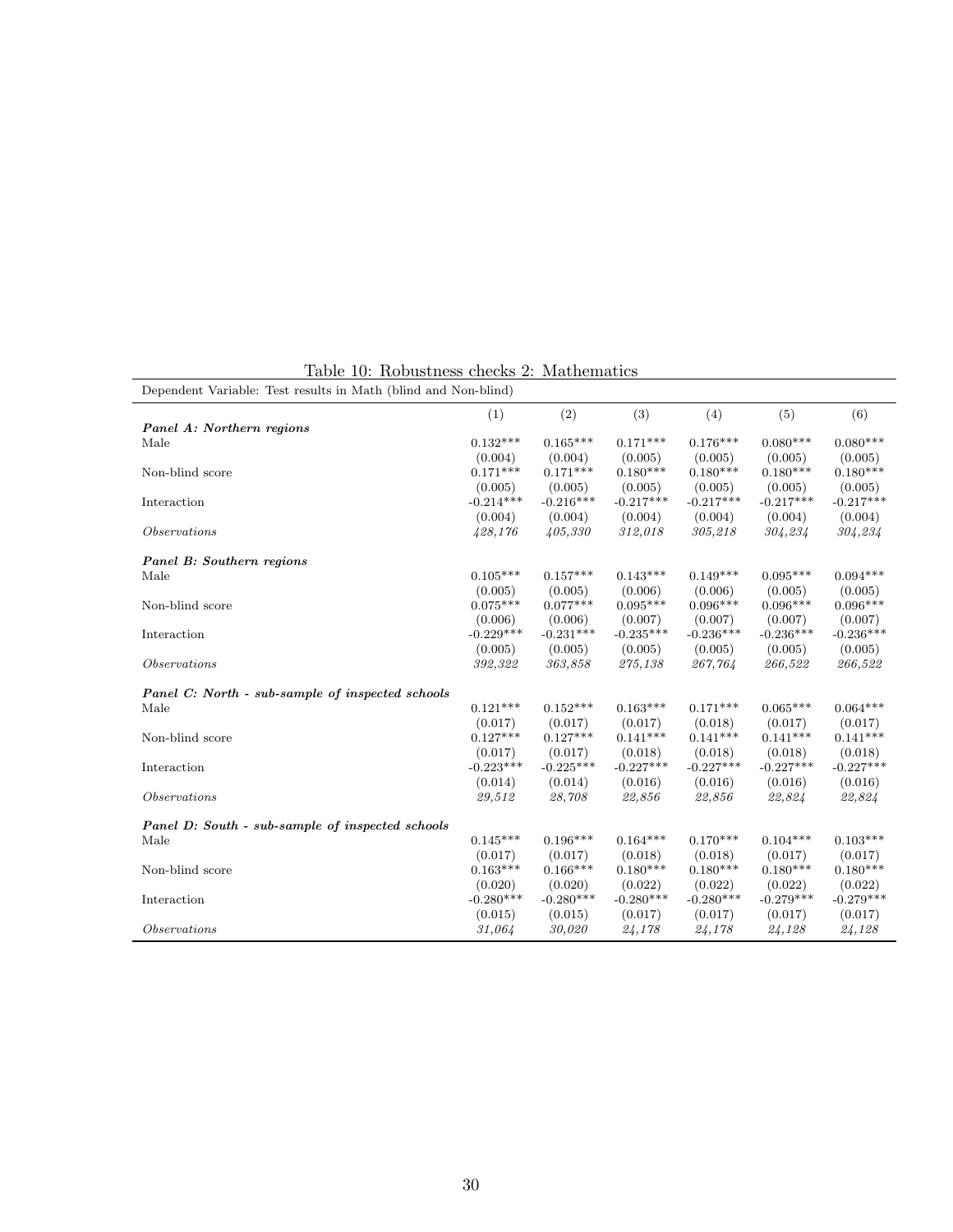Table 10: Robustness checks 2: Mathematics

| Dependent Variable: Test results in Math (blind and Non-blind) | (1) | (2) | (3) | (4) | (5) | (6) |
|---|---|---|---|---|---|---|
| ***Panel A: Northern regions*** | | | | | | |
| Male | 0.132*** | 0.165*** | 0.171*** | 0.176*** | 0.080*** | 0.080*** |
| | (0.004) | (0.004) | (0.005) | (0.005) | (0.005) | (0.005) |
| Non-blind score | 0.171*** | 0.171*** | 0.180*** | 0.180*** | 0.180*** | 0.180*** |
| | (0.005) | (0.005) | (0.005) | (0.005) | (0.005) | (0.005) |
| Interaction | -0.214*** | -0.216*** | -0.217*** | -0.217*** | -0.217*** | -0.217*** |
| | (0.004) | (0.004) | (0.004) | (0.004) | (0.004) | (0.004) |
| *Observations* | *428,176* | *405,330* | *312,018* | *305,218* | *304,234* | *304,234* |
| ***Panel B: Southern regions*** | | | | | | |
| Male | 0.105*** | 0.157*** | 0.143*** | 0.149*** | 0.095*** | 0.094*** |
| | (0.005) | (0.005) | (0.006) | (0.006) | (0.005) | (0.005) |
| Non-blind score | 0.075*** | 0.077*** | 0.095*** | 0.096*** | 0.096*** | 0.096*** |
| | (0.006) | (0.006) | (0.007) | (0.007) | (0.007) | (0.007) |
| Interaction | -0.229*** | -0.231*** | -0.235*** | -0.236*** | -0.236*** | -0.236*** |
| | (0.005) | (0.005) | (0.005) | (0.005) | (0.005) | (0.005) |
| *Observations* | *392,322* | *363,858* | *275,138* | *267,764* | *266,522* | *266,522* |
| ***Panel C: North - sub-sample of inspected schools*** | | | | | | |
| Male | 0.121*** | 0.152*** | 0.163*** | 0.171*** | 0.065*** | 0.064*** |
| | (0.017) | (0.017) | (0.017) | (0.018) | (0.017) | (0.017) |
| Non-blind score | 0.127*** | 0.127*** | 0.141*** | 0.141*** | 0.141*** | 0.141*** |
| | (0.017) | (0.017) | (0.018) | (0.018) | (0.018) | (0.018) |
| Interaction | -0.223*** | -0.225*** | -0.227*** | -0.227*** | -0.227*** | -0.227*** |
| | (0.014) | (0.014) | (0.016) | (0.016) | (0.016) | (0.016) |
| *Observations* | *29,512* | *28,708* | *22,856* | *22,856* | *22,824* | *22,824* |
| ***Panel D: South - sub-sample of inspected schools*** | | | | | | |
| Male | 0.145*** | 0.196*** | 0.164*** | 0.170*** | 0.104*** | 0.103*** |
| | (0.017) | (0.017) | (0.018) | (0.018) | (0.017) | (0.017) |
| Non-blind score | 0.163*** | 0.166*** | 0.180*** | 0.180*** | 0.180*** | 0.180*** |
| | (0.020) | (0.020) | (0.022) | (0.022) | (0.022) | (0.022) |
| Interaction | -0.280*** | -0.280*** | -0.280*** | -0.280*** | -0.279*** | -0.279*** |
| | (0.015) | (0.015) | (0.017) | (0.017) | (0.017) | (0.017) |
| *Observations* | *31,064* | *30,020* | *24,178* | *24,178* | *24,128* | *24,128* |